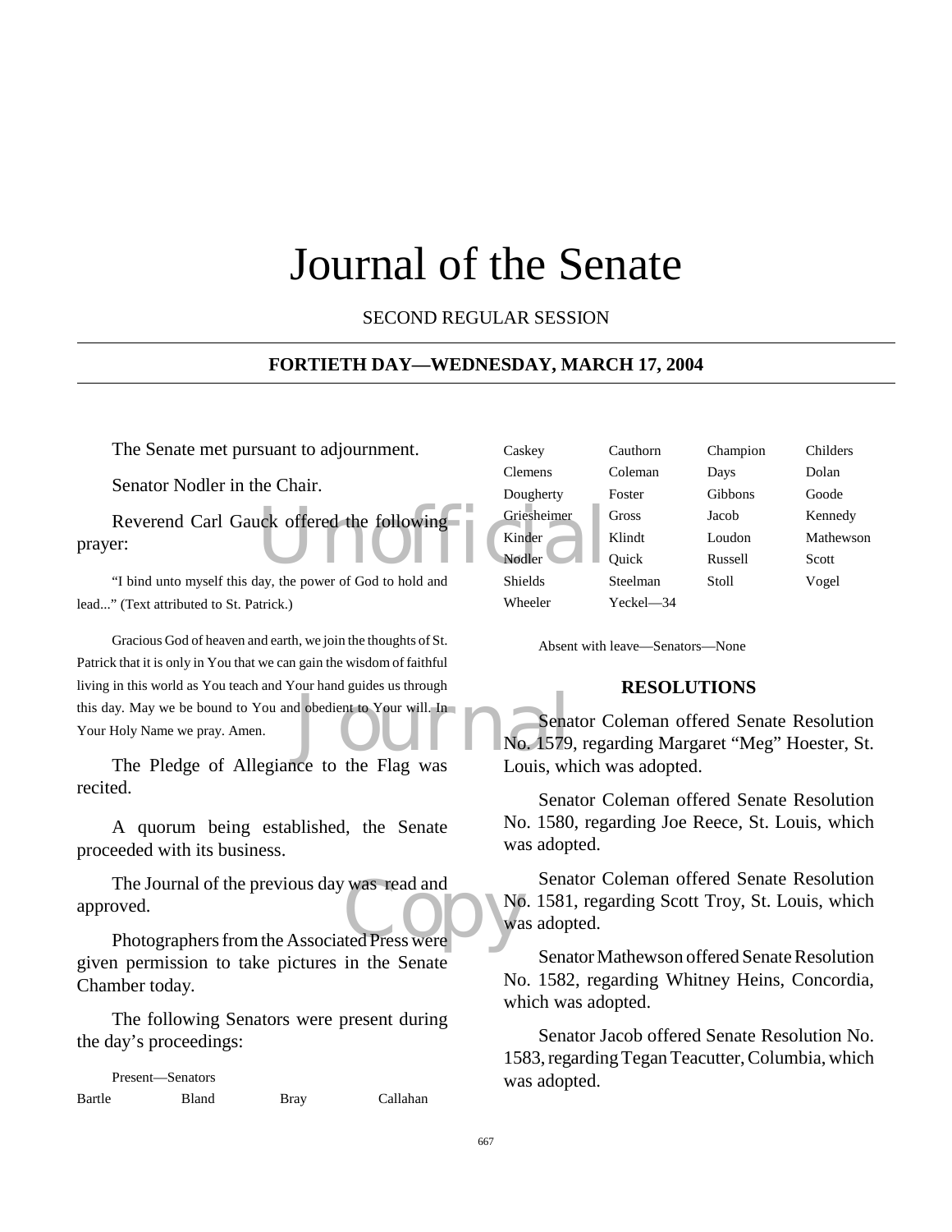# Journal of the Senate

SECOND REGULAR SESSION

**FORTIETH DAY—WEDNESDAY, MARCH 17, 2004**

The Senate met pursuant to adjournment.

Senator Nodler in the Chair.

Reverend Carl Gauck offered the following prayer:

"I bind unto myself this day, the power of God to hold and lead..." (Text attributed to St. Patrick.)

Gracious God of heaven and earth, we join the thoughts of St. Patrick that it is only in You that we can gain the wisdom of faithful living in this world as You teach and Your hand guides us through this day. May we be bound to You and obedient to Your will. In Your Holy Name we pray. Amen.

The Pledge of Allegiance to the Flag was recited.

A quorum being established, the Senate proceeded with its business.

The Journal of the previous day was read and approved.

Photographers from the Associated Press were given permission to take pictures in the Senate Chamber today.

The following Senators were present during the day's proceedings:

Present—Senators

| | | | |
|---|---|---|---|
| Bartle | Bland | Bray | Callahan |
| Caskey | Cauthorn | Champion | Childers |
| Clemens | Coleman | Days | Dolan |
| Dougherty | Foster | Gibbons | Goode |
| Griesheimer | Gross | Jacob | Kennedy |
| Kinder | Klindt | Loudon | Mathewson |
| Nodler | Quick | Russell | Scott |
| Shields | Steelman | Stoll | Vogel |
| Wheeler | Yeckel—34 | | |

Absent with leave—Senators—None

## RESOLUTIONS

Senator Coleman offered Senate Resolution No. 1579, regarding Margaret "Meg" Hoester, St. Louis, which was adopted.

Senator Coleman offered Senate Resolution No. 1580, regarding Joe Reece, St. Louis, which was adopted.

Senator Coleman offered Senate Resolution No. 1581, regarding Scott Troy, St. Louis, which was adopted.

Senator Mathewson offered Senate Resolution No. 1582, regarding Whitney Heins, Concordia, which was adopted.

Senator Jacob offered Senate Resolution No. 1583, regarding Tegan Teacutter, Columbia, which was adopted.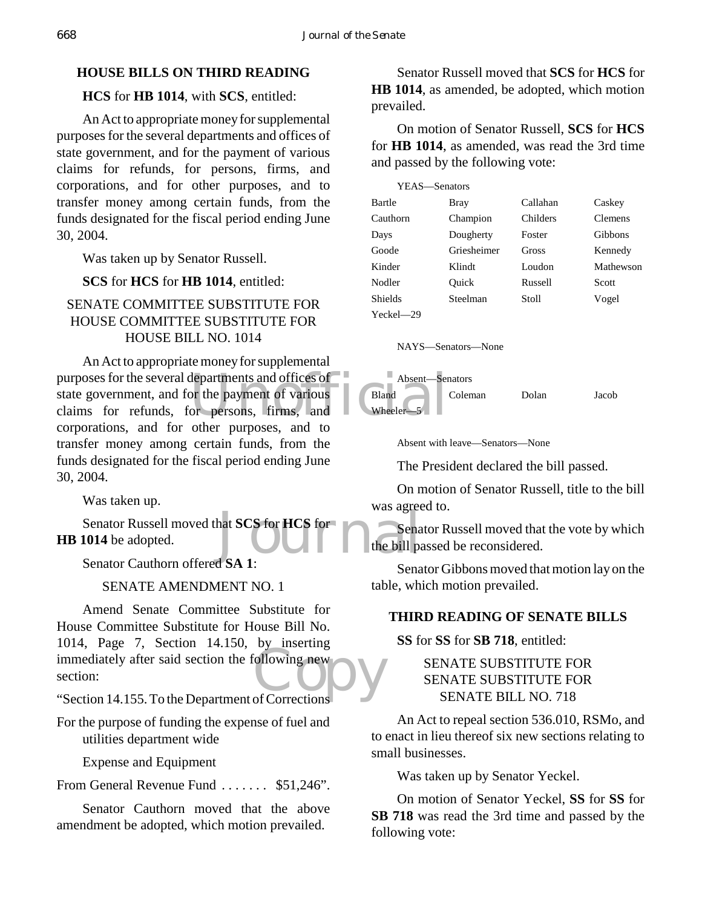## HOUSE BILLS ON THIRD READING

**HCS** for **HB 1014**, with **SCS**, entitled:

An Act to appropriate money for supplemental purposes for the several departments and offices of state government, and for the payment of various claims for refunds, for persons, firms, and corporations, and for other purposes, and to transfer money among certain funds, from the funds designated for the fiscal period ending June 30, 2004.

Was taken up by Senator Russell.

**SCS** for **HCS** for **HB 1014**, entitled:

SENATE COMMITTEE SUBSTITUTE FOR HOUSE COMMITTEE SUBSTITUTE FOR HOUSE BILL NO. 1014

An Act to appropriate money for supplemental purposes for the several departments and offices of state government, and for the payment of various claims for refunds, for persons, firms, and corporations, and for other purposes, and to transfer money among certain funds, from the funds designated for the fiscal period ending June 30, 2004.

Was taken up.

Senator Russell moved that **SCS** for **HCS** for **HB 1014** be adopted.

Senator Cauthorn offered **SA 1**:

SENATE AMENDMENT NO. 1

Amend Senate Committee Substitute for House Committee Substitute for House Bill No. 1014, Page 7, Section 14.150, by inserting immediately after said section the following new section:

"Section 14.155. To the Department of Corrections

For the purpose of funding the expense of fuel and utilities department wide

Expense and Equipment

From General Revenue Fund . . . . . . . $51,246".

Senator Cauthorn moved that the above amendment be adopted, which motion prevailed.

Senator Russell moved that **SCS** for **HCS** for **HB 1014**, as amended, be adopted, which motion prevailed.

On motion of Senator Russell, **SCS** for **HCS** for **HB 1014**, as amended, was read the 3rd time and passed by the following vote:

YEAS—Senators

| | | | |
|---|---|---|---|
| Bartle | Bray | Callahan | Caskey |
| Cauthorn | Champion | Childers | Clemens |
| Days | Dougherty | Foster | Gibbons |
| Goode | Griesheimer | Gross | Kennedy |
| Kinder | Klindt | Loudon | Mathewson |
| Nodler | Quick | Russell | Scott |
| Shields | Steelman | Stoll | Vogel |
| Yeckel—29 | | | |

NAYS—Senators—None

Absent—Senators

| | | | |
|---|---|---|---|
| Bland | Coleman | Dolan | Jacob |
| Wheeler—5 | | | |

Absent with leave—Senators—None

The President declared the bill passed.

On motion of Senator Russell, title to the bill was agreed to.

Senator Russell moved that the vote by which the bill passed be reconsidered.

Senator Gibbons moved that motion lay on the table, which motion prevailed.

## THIRD READING OF SENATE BILLS

**SS** for **SS** for **SB 718**, entitled:

SENATE SUBSTITUTE FOR SENATE SUBSTITUTE FOR SENATE BILL NO. 718

An Act to repeal section 536.010, RSMo, and to enact in lieu thereof six new sections relating to small businesses.

Was taken up by Senator Yeckel.

On motion of Senator Yeckel, **SS** for **SS** for **SB 718** was read the 3rd time and passed by the following vote: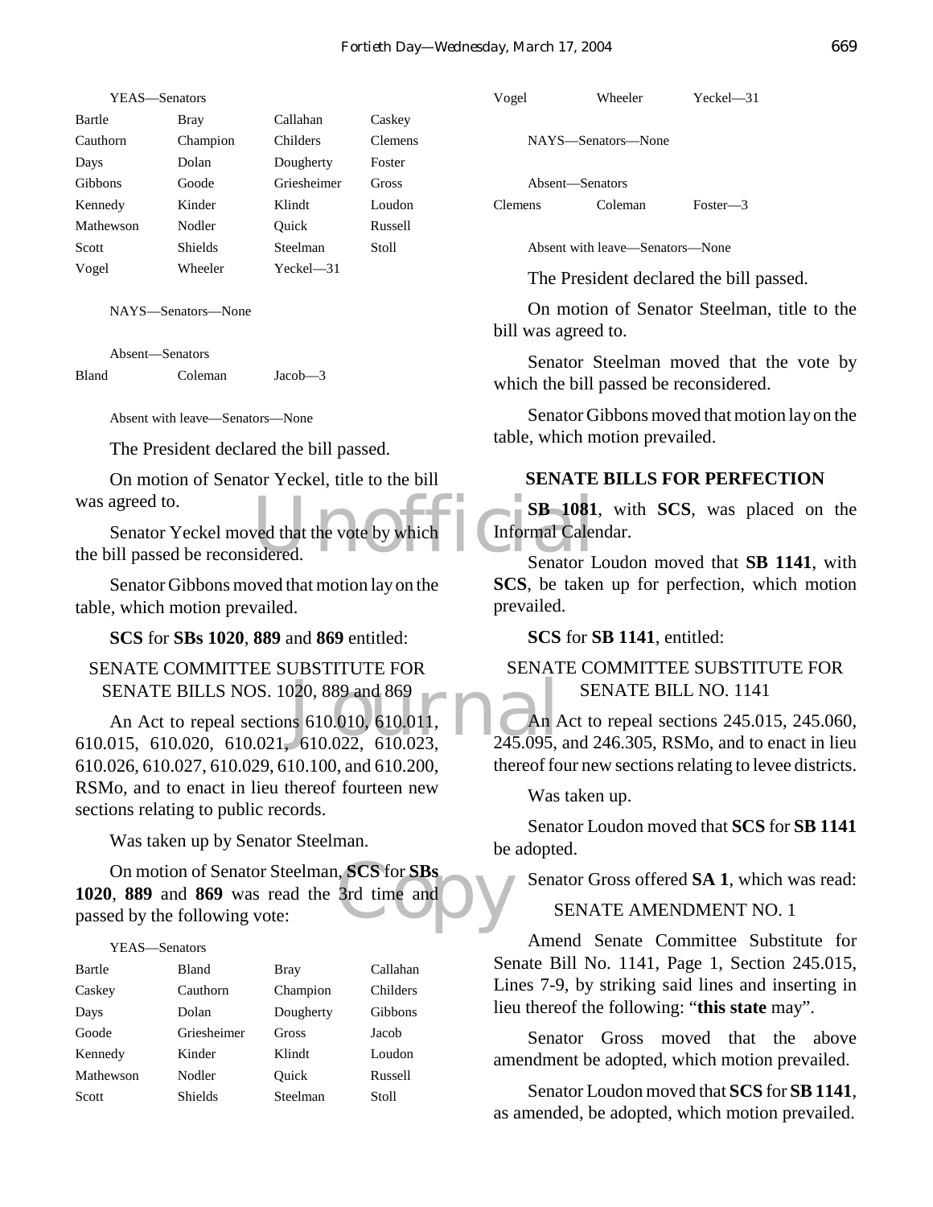YEAS—Senators

| | | | |
|---|---|---|---|
| Bartle | Bray | Callahan | Caskey |
| Cauthorn | Champion | Childers | Clemens |
| Days | Dolan | Dougherty | Foster |
| Gibbons | Goode | Griesheimer | Gross |
| Kennedy | Kinder | Klindt | Loudon |
| Mathewson | Nodler | Quick | Russell |
| Scott | Shields | Steelman | Stoll |
| Vogel | Wheeler | Yeckel—31 | |

NAYS—Senators—None

Absent—Senators

| | | |
|---|---|---|
| Bland | Coleman | Jacob—3 |

Absent with leave—Senators—None

The President declared the bill passed.

On motion of Senator Yeckel, title to the bill was agreed to.

Senator Yeckel moved that the vote by which the bill passed be reconsidered.

Senator Gibbons moved that motion lay on the table, which motion prevailed.

**SCS** for **SBs 1020**, **889** and **869** entitled:

SENATE COMMITTEE SUBSTITUTE FOR SENATE BILLS NOS. 1020, 889 and 869

An Act to repeal sections 610.010, 610.011, 610.015, 610.020, 610.021, 610.022, 610.023, 610.026, 610.027, 610.029, 610.100, and 610.200, RSMo, and to enact in lieu thereof fourteen new sections relating to public records.

Was taken up by Senator Steelman.

On motion of Senator Steelman, **SCS** for **SBs 1020**, **889** and **869** was read the 3rd time and passed by the following vote:

YEAS—Senators

| | | | |
|---|---|---|---|
| Bartle | Bland | Bray | Callahan |
| Caskey | Cauthorn | Champion | Childers |
| Days | Dolan | Dougherty | Gibbons |
| Goode | Griesheimer | Gross | Jacob |
| Kennedy | Kinder | Klindt | Loudon |
| Mathewson | Nodler | Quick | Russell |
| Scott | Shields | Steelman | Stoll |
| Vogel | Wheeler | Yeckel—31 | |

NAYS—Senators—None

Absent—Senators

| | | |
|---|---|---|
| Clemens | Coleman | Foster—3 |

Absent with leave—Senators—None

The President declared the bill passed.

On motion of Senator Steelman, title to the bill was agreed to.

Senator Steelman moved that the vote by which the bill passed be reconsidered.

Senator Gibbons moved that motion lay on the table, which motion prevailed.

## SENATE BILLS FOR PERFECTION

**SB 1081**, with **SCS**, was placed on the Informal Calendar.

Senator Loudon moved that **SB 1141**, with **SCS**, be taken up for perfection, which motion prevailed.

**SCS** for **SB 1141**, entitled:

SENATE COMMITTEE SUBSTITUTE FOR SENATE BILL NO. 1141

An Act to repeal sections 245.015, 245.060, 245.095, and 246.305, RSMo, and to enact in lieu thereof four new sections relating to levee districts.

Was taken up.

Senator Loudon moved that **SCS** for **SB 1141** be adopted.

Senator Gross offered **SA 1**, which was read:

SENATE AMENDMENT NO. 1

Amend Senate Committee Substitute for Senate Bill No. 1141, Page 1, Section 245.015, Lines 7-9, by striking said lines and inserting in lieu thereof the following: "**this state** may".

Senator Gross moved that the above amendment be adopted, which motion prevailed.

Senator Loudon moved that **SCS** for **SB 1141**, as amended, be adopted, which motion prevailed.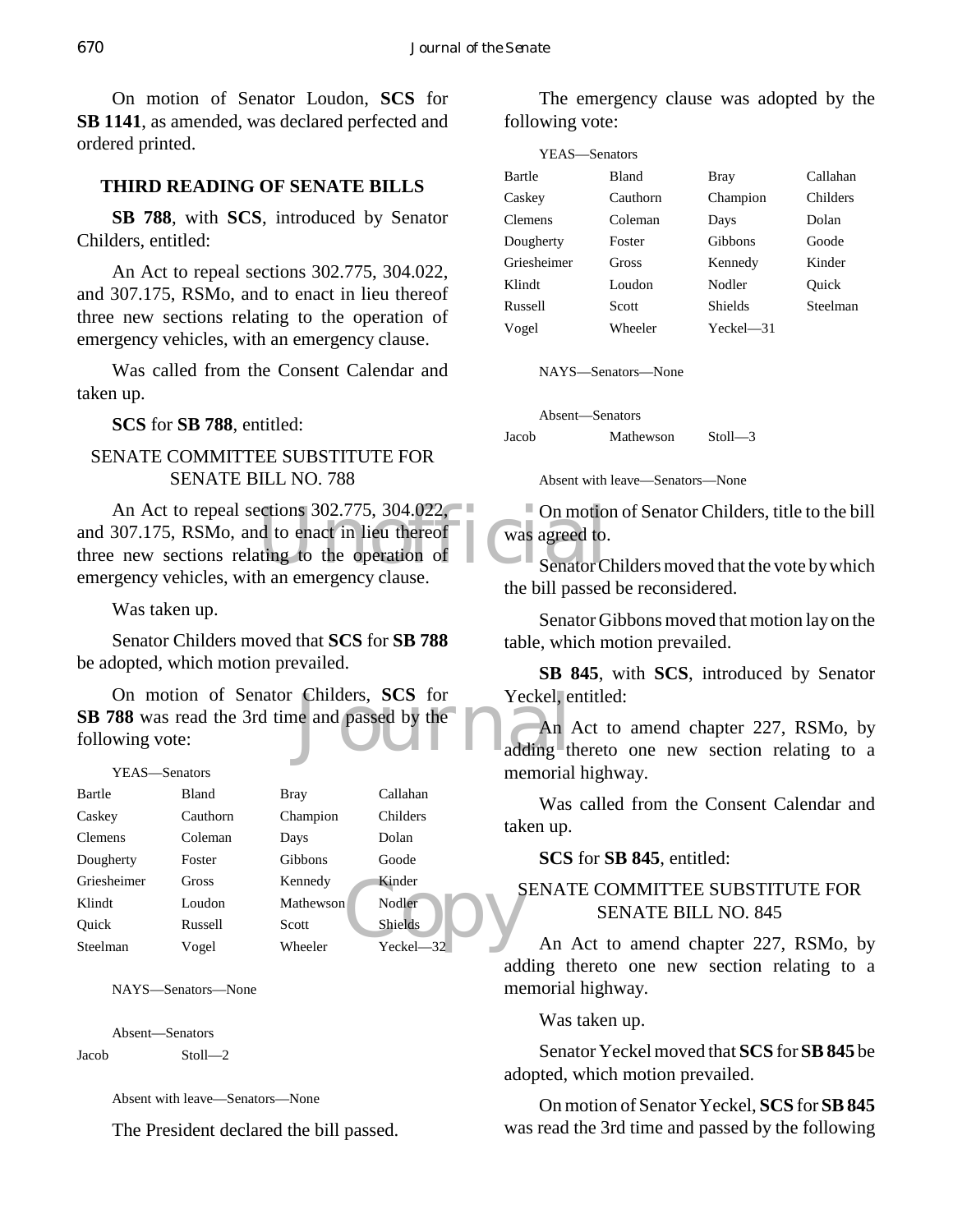On motion of Senator Loudon, **SCS** for **SB 1141**, as amended, was declared perfected and ordered printed.

## THIRD READING OF SENATE BILLS

**SB 788**, with **SCS**, introduced by Senator Childers, entitled:

An Act to repeal sections 302.775, 304.022, and 307.175, RSMo, and to enact in lieu thereof three new sections relating to the operation of emergency vehicles, with an emergency clause.

Was called from the Consent Calendar and taken up.

**SCS** for **SB 788**, entitled:

SENATE COMMITTEE SUBSTITUTE FOR SENATE BILL NO. 788

An Act to repeal sections 302.775, 304.022, and 307.175, RSMo, and to enact in lieu thereof three new sections relating to the operation of emergency vehicles, with an emergency clause.

Was taken up.

Senator Childers moved that **SCS** for **SB 788** be adopted, which motion prevailed.

On motion of Senator Childers, **SCS** for **SB 788** was read the 3rd time and passed by the following vote:

YEAS—Senators

| | | | |
|---|---|---|---|
| Bartle | Bland | Bray | Callahan |
| Caskey | Cauthorn | Champion | Childers |
| Clemens | Coleman | Days | Dolan |
| Dougherty | Foster | Gibbons | Goode |
| Griesheimer | Gross | Kennedy | Kinder |
| Klindt | Loudon | Mathewson | Nodler |
| Quick | Russell | Scott | Shields |
| Steelman | Vogel | Wheeler | Yeckel—32 |

NAYS—Senators—None

Absent—Senators

| | |
|---|---|
| Jacob | Stoll—2 |

Absent with leave—Senators—None

The President declared the bill passed.

The emergency clause was adopted by the following vote:

YEAS—Senators

| | | | |
|---|---|---|---|
| Bartle | Bland | Bray | Callahan |
| Caskey | Cauthorn | Champion | Childers |
| Clemens | Coleman | Days | Dolan |
| Dougherty | Foster | Gibbons | Goode |
| Griesheimer | Gross | Kennedy | Kinder |
| Klindt | Loudon | Nodler | Quick |
| Russell | Scott | Shields | Steelman |
| Vogel | Wheeler | Yeckel—31 | |

NAYS—Senators—None

Absent—Senators

| | | |
|---|---|---|
| Jacob | Mathewson | Stoll—3 |

Absent with leave—Senators—None

On motion of Senator Childers, title to the bill was agreed to.

Senator Childers moved that the vote by which the bill passed be reconsidered.

Senator Gibbons moved that motion lay on the table, which motion prevailed.

**SB 845**, with **SCS**, introduced by Senator Yeckel, entitled:

An Act to amend chapter 227, RSMo, by adding thereto one new section relating to a memorial highway.

Was called from the Consent Calendar and taken up.

**SCS** for **SB 845**, entitled:

SENATE COMMITTEE SUBSTITUTE FOR SENATE BILL NO. 845

An Act to amend chapter 227, RSMo, by adding thereto one new section relating to a memorial highway.

Was taken up.

Senator Yeckel moved that **SCS** for **SB 845** be adopted, which motion prevailed.

On motion of Senator Yeckel, **SCS** for **SB 845** was read the 3rd time and passed by the following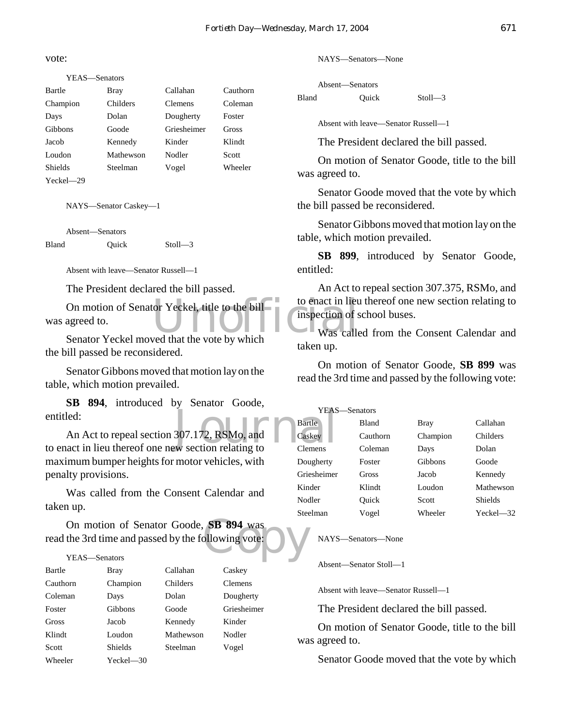vote:

YEAS—Senators

| | | | |
|---|---|---|---|
| Bartle | Bray | Callahan | Cauthorn |
| Champion | Childers | Clemens | Coleman |
| Days | Dolan | Dougherty | Foster |
| Gibbons | Goode | Griesheimer | Gross |
| Jacob | Kennedy | Kinder | Klindt |
| Loudon | Mathewson | Nodler | Scott |
| Shields | Steelman | Vogel | Wheeler |
| Yeckel—29 | | | |

NAYS—Senator Caskey—1

Absent—Senators

| | | |
|---|---|---|
| Bland | Quick | Stoll—3 |

Absent with leave—Senator Russell—1

The President declared the bill passed.

On motion of Senator Yeckel, title to the bill was agreed to.

Senator Yeckel moved that the vote by which the bill passed be reconsidered.

Senator Gibbons moved that motion lay on the table, which motion prevailed.

**SB 894**, introduced by Senator Goode, entitled:

An Act to repeal section 307.172, RSMo, and to enact in lieu thereof one new section relating to maximum bumper heights for motor vehicles, with penalty provisions.

Was called from the Consent Calendar and taken up.

On motion of Senator Goode, **SB 894** was read the 3rd time and passed by the following vote:

YEAS—Senators

| | | | |
|---|---|---|---|
| Bartle | Bray | Callahan | Caskey |
| Cauthorn | Champion | Childers | Clemens |
| Coleman | Days | Dolan | Dougherty |
| Foster | Gibbons | Goode | Griesheimer |
| Gross | Jacob | Kennedy | Kinder |
| Klindt | Loudon | Mathewson | Nodler |
| Scott | Shields | Steelman | Vogel |
| Wheeler | Yeckel—30 | | |

NAYS—Senators—None

Absent—Senators

| | | |
|---|---|---|
| Bland | Quick | Stoll—3 |

Absent with leave—Senator Russell—1

The President declared the bill passed.

On motion of Senator Goode, title to the bill was agreed to.

Senator Goode moved that the vote by which the bill passed be reconsidered.

Senator Gibbons moved that motion lay on the table, which motion prevailed.

**SB 899**, introduced by Senator Goode, entitled:

An Act to repeal section 307.375, RSMo, and to enact in lieu thereof one new section relating to inspection of school buses.

Was called from the Consent Calendar and taken up.

On motion of Senator Goode, **SB 899** was read the 3rd time and passed by the following vote:

YEAS—Senators

| | | | |
|---|---|---|---|
| Bartle | Bland | Bray | Callahan |
| Caskey | Cauthorn | Champion | Childers |
| Clemens | Coleman | Days | Dolan |
| Dougherty | Foster | Gibbons | Goode |
| Griesheimer | Gross | Jacob | Kennedy |
| Kinder | Klindt | Loudon | Mathewson |
| Nodler | Quick | Scott | Shields |
| Steelman | Vogel | Wheeler | Yeckel—32 |

NAYS—Senators—None

Absent—Senator Stoll—1

Absent with leave—Senator Russell—1

The President declared the bill passed.

On motion of Senator Goode, title to the bill was agreed to.

Senator Goode moved that the vote by which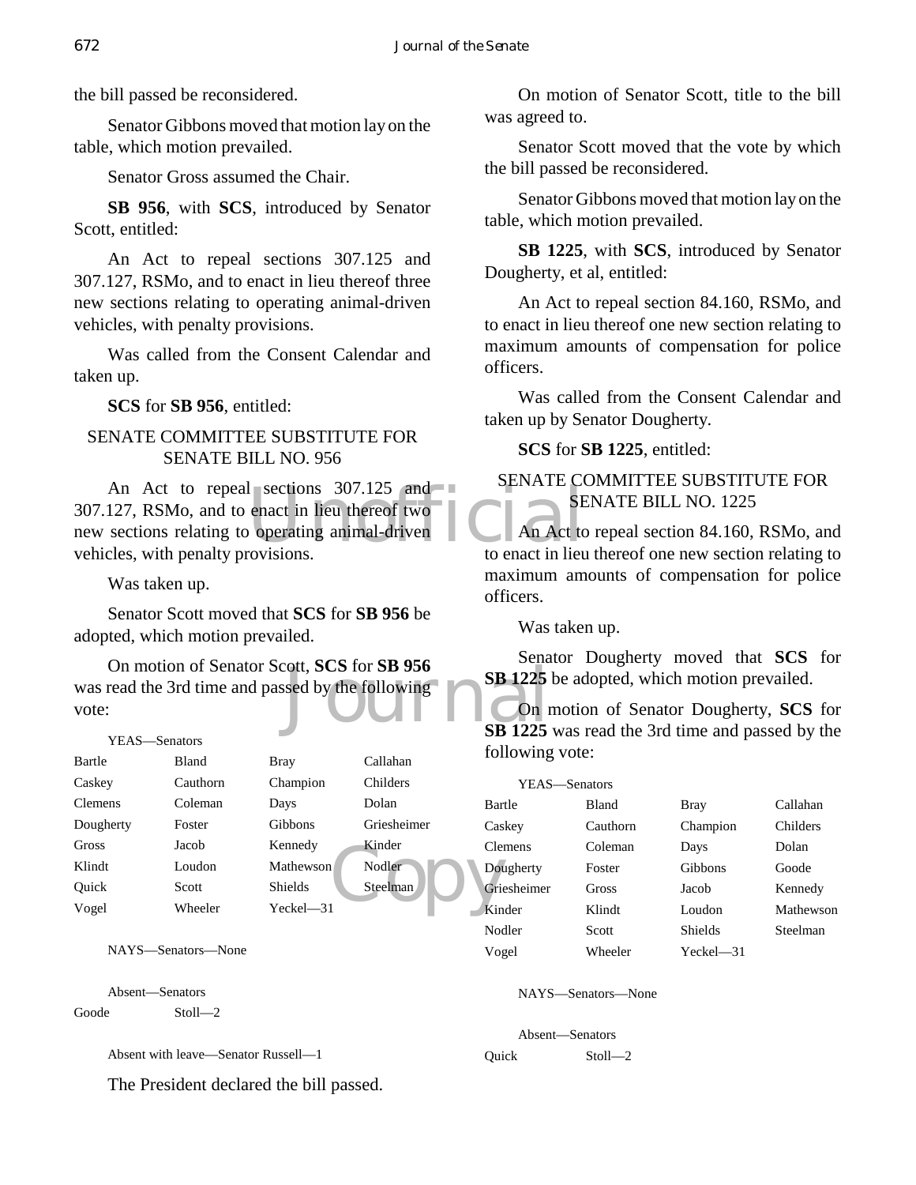the bill passed be reconsidered.

Senator Gibbons moved that motion lay on the table, which motion prevailed.

Senator Gross assumed the Chair.

**SB 956**, with **SCS**, introduced by Senator Scott, entitled:

An Act to repeal sections 307.125 and 307.127, RSMo, and to enact in lieu thereof three new sections relating to operating animal-driven vehicles, with penalty provisions.

Was called from the Consent Calendar and taken up.

**SCS** for **SB 956**, entitled:

SENATE COMMITTEE SUBSTITUTE FOR SENATE BILL NO. 956

An Act to repeal sections 307.125 and 307.127, RSMo, and to enact in lieu thereof two new sections relating to operating animal-driven vehicles, with penalty provisions.

Was taken up.

Senator Scott moved that **SCS** for **SB 956** be adopted, which motion prevailed.

On motion of Senator Scott, **SCS** for **SB 956** was read the 3rd time and passed by the following vote:

YEAS—Senators

| | | | |
|---|---|---|---|
| Bartle | Bland | Bray | Callahan |
| Caskey | Cauthorn | Champion | Childers |
| Clemens | Coleman | Days | Dolan |
| Dougherty | Foster | Gibbons | Griesheimer |
| Gross | Jacob | Kennedy | Kinder |
| Klindt | Loudon | Mathewson | Nodler |
| Quick | Scott | Shields | Steelman |
| Vogel | Wheeler | Yeckel—31 | |

NAYS—Senators—None

Absent—Senators

Goode Stoll—2

Absent with leave—Senator Russell—1

The President declared the bill passed.

On motion of Senator Scott, title to the bill was agreed to.

Senator Scott moved that the vote by which the bill passed be reconsidered.

Senator Gibbons moved that motion lay on the table, which motion prevailed.

**SB 1225**, with **SCS**, introduced by Senator Dougherty, et al, entitled:

An Act to repeal section 84.160, RSMo, and to enact in lieu thereof one new section relating to maximum amounts of compensation for police officers.

Was called from the Consent Calendar and taken up by Senator Dougherty.

**SCS** for **SB 1225**, entitled:

SENATE COMMITTEE SUBSTITUTE FOR SENATE BILL NO. 1225

An Act to repeal section 84.160, RSMo, and to enact in lieu thereof one new section relating to maximum amounts of compensation for police officers.

Was taken up.

Senator Dougherty moved that **SCS** for **SB 1225** be adopted, which motion prevailed.

On motion of Senator Dougherty, **SCS** for **SB 1225** was read the 3rd time and passed by the following vote:

YEAS—Senators

| | | | |
|---|---|---|---|
| Bartle | Bland | Bray | Callahan |
| Caskey | Cauthorn | Champion | Childers |
| Clemens | Coleman | Days | Dolan |
| Dougherty | Foster | Gibbons | Goode |
| Griesheimer | Gross | Jacob | Kennedy |
| Kinder | Klindt | Loudon | Mathewson |
| Nodler | Scott | Shields | Steelman |
| Vogel | Wheeler | Yeckel—31 | |

NAYS—Senators—None

Absent—Senators

Quick Stoll—2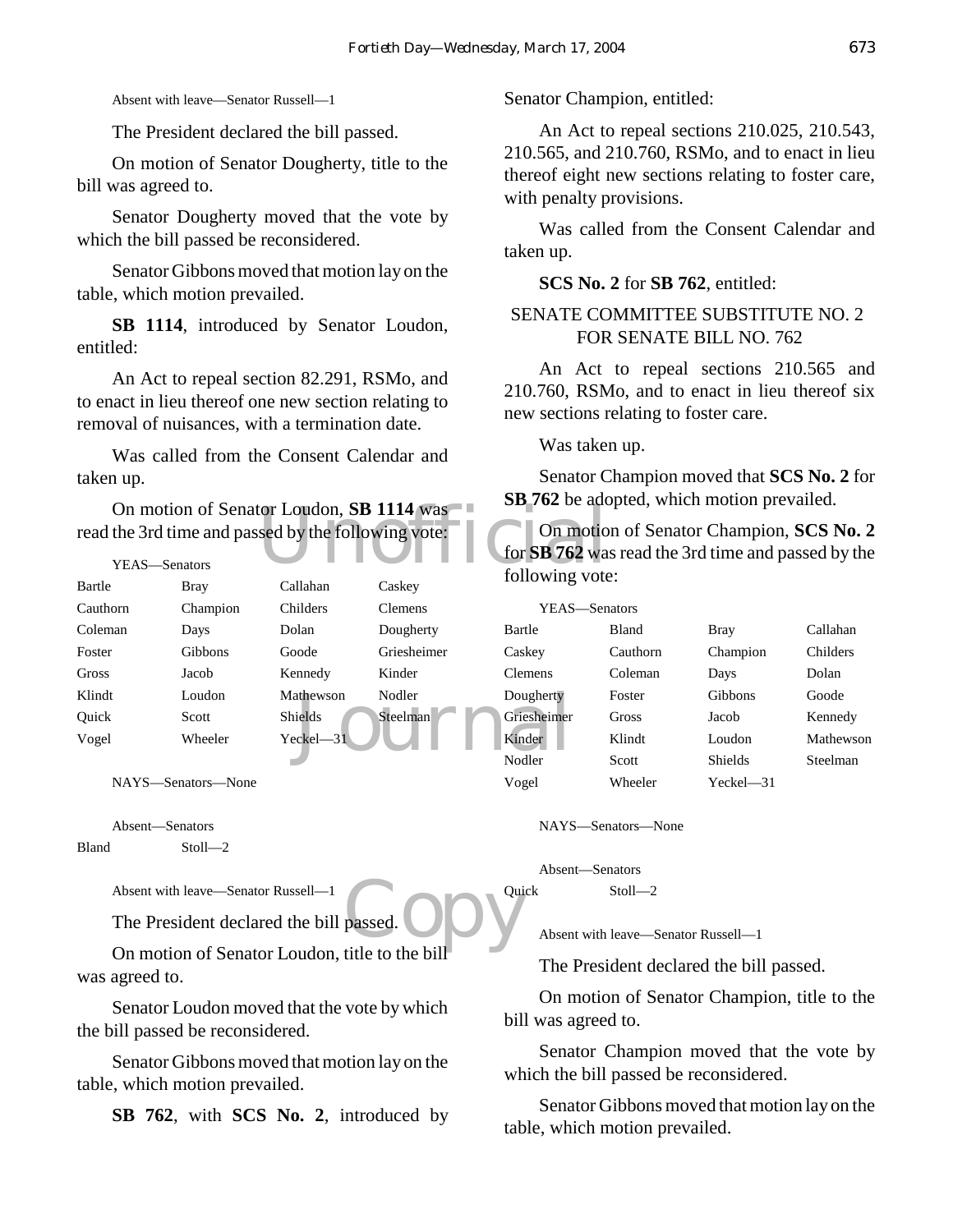Absent with leave—Senator Russell—1

The President declared the bill passed.

On motion of Senator Dougherty, title to the bill was agreed to.

Senator Dougherty moved that the vote by which the bill passed be reconsidered.

Senator Gibbons moved that motion lay on the table, which motion prevailed.

**SB 1114**, introduced by Senator Loudon, entitled:

An Act to repeal section 82.291, RSMo, and to enact in lieu thereof one new section relating to removal of nuisances, with a termination date.

Was called from the Consent Calendar and taken up.

On motion of Senator Loudon, **SB 1114** was read the 3rd time and passed by the following vote:

YEAS—Senators

| | | | |
|---|---|---|---|
| Bartle | Bray | Callahan | Caskey |
| Cauthorn | Champion | Childers | Clemens |
| Coleman | Days | Dolan | Dougherty |
| Foster | Gibbons | Goode | Griesheimer |
| Gross | Jacob | Kennedy | Kinder |
| Klindt | Loudon | Mathewson | Nodler |
| Quick | Scott | Shields | Steelman |
| Vogel | Wheeler | Yeckel—31 | |

NAYS—Senators—None

Absent—Senators

Bland Stoll—2

Absent with leave—Senator Russell—1

The President declared the bill passed.

On motion of Senator Loudon, title to the bill was agreed to.

Senator Loudon moved that the vote by which the bill passed be reconsidered.

Senator Gibbons moved that motion lay on the table, which motion prevailed.

**SB 762**, with **SCS No. 2**, introduced by Senator Champion, entitled:

An Act to repeal sections 210.025, 210.543, 210.565, and 210.760, RSMo, and to enact in lieu thereof eight new sections relating to foster care, with penalty provisions.

Was called from the Consent Calendar and taken up.

**SCS No. 2** for **SB 762**, entitled:

SENATE COMMITTEE SUBSTITUTE NO. 2 FOR SENATE BILL NO. 762

An Act to repeal sections 210.565 and 210.760, RSMo, and to enact in lieu thereof six new sections relating to foster care.

Was taken up.

Senator Champion moved that **SCS No. 2** for **SB 762** be adopted, which motion prevailed.

On motion of Senator Champion, **SCS No. 2** for **SB 762** was read the 3rd time and passed by the following vote:

YEAS—Senators

| | | | |
|---|---|---|---|
| Bartle | Bland | Bray | Callahan |
| Caskey | Cauthorn | Champion | Childers |
| Clemens | Coleman | Days | Dolan |
| Dougherty | Foster | Gibbons | Goode |
| Griesheimer | Gross | Jacob | Kennedy |
| Kinder | Klindt | Loudon | Mathewson |
| Nodler | Scott | Shields | Steelman |
| Vogel | Wheeler | Yeckel—31 | |

NAYS—Senators—None

Absent—Senators

Quick Stoll—2

Absent with leave—Senator Russell—1

The President declared the bill passed.

On motion of Senator Champion, title to the bill was agreed to.

Senator Champion moved that the vote by which the bill passed be reconsidered.

Senator Gibbons moved that motion lay on the table, which motion prevailed.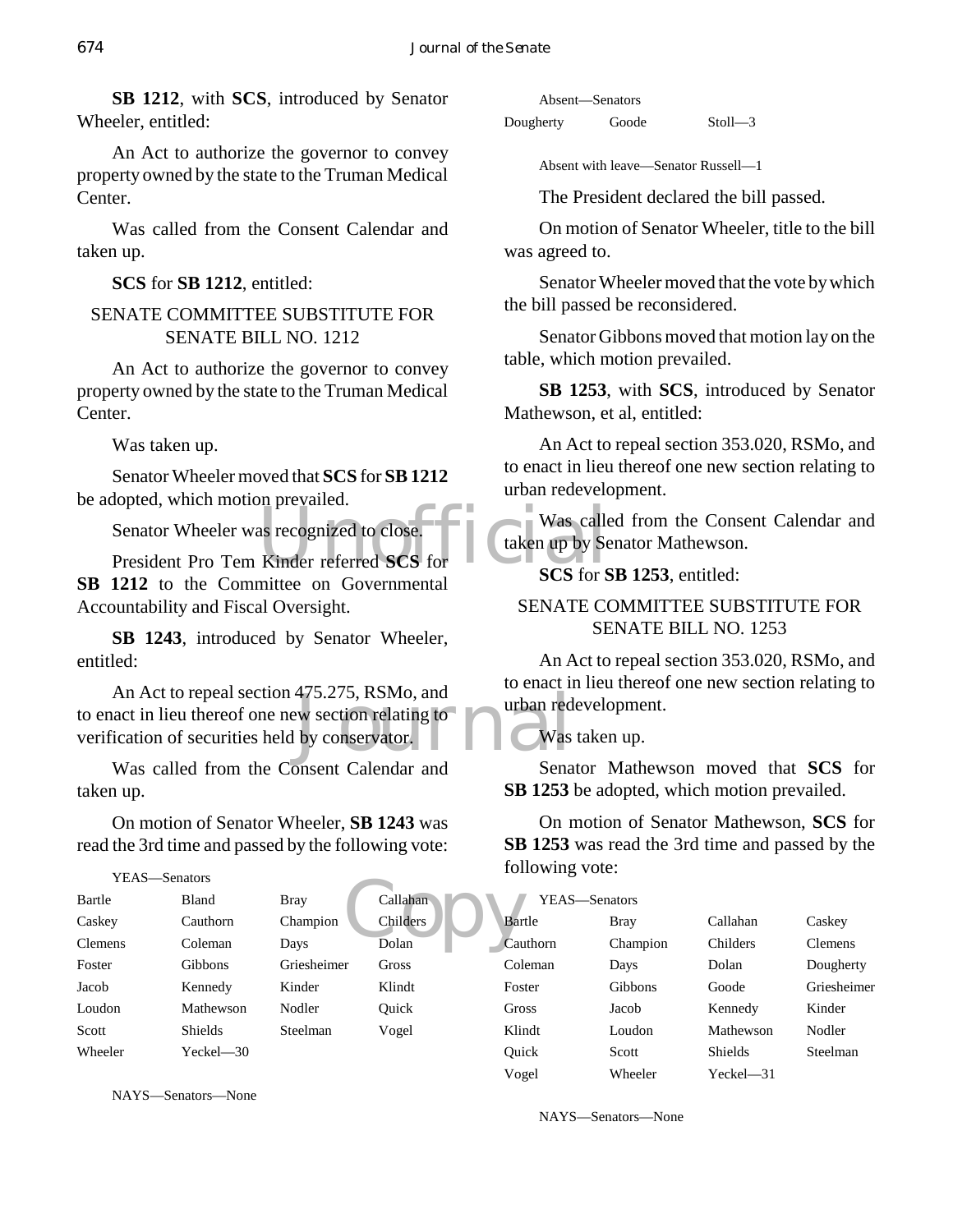**SB 1212**, with **SCS**, introduced by Senator Wheeler, entitled:

An Act to authorize the governor to convey property owned by the state to the Truman Medical Center.

Was called from the Consent Calendar and taken up.

**SCS** for **SB 1212**, entitled:

SENATE COMMITTEE SUBSTITUTE FOR SENATE BILL NO. 1212

An Act to authorize the governor to convey property owned by the state to the Truman Medical Center.

Was taken up.

Senator Wheeler moved that **SCS** for **SB 1212** be adopted, which motion prevailed.

Senator Wheeler was recognized to close.

President Pro Tem Kinder referred **SCS** for **SB 1212** to the Committee on Governmental Accountability and Fiscal Oversight.

**SB 1243**, introduced by Senator Wheeler, entitled:

An Act to repeal section 475.275, RSMo, and to enact in lieu thereof one new section relating to verification of securities held by conservator.

Was called from the Consent Calendar and taken up.

On motion of Senator Wheeler, **SB 1243** was read the 3rd time and passed by the following vote:

YEAS—Senators

| | | | |
|---|---|---|---|
| Bartle | Bland | Bray | Callahan |
| Caskey | Cauthorn | Champion | Childers |
| Clemens | Coleman | Days | Dolan |
| Foster | Gibbons | Griesheimer | Gross |
| Jacob | Kennedy | Kinder | Klindt |
| Loudon | Mathewson | Nodler | Quick |
| Scott | Shields | Steelman | Vogel |
| Wheeler | Yeckel—30 | | |

NAYS—Senators—None

Absent—Senators

| | | |
|---|---|---|
| Dougherty | Goode | Stoll—3 |

Absent with leave—Senator Russell—1

The President declared the bill passed.

On motion of Senator Wheeler, title to the bill was agreed to.

Senator Wheeler moved that the vote by which the bill passed be reconsidered.

Senator Gibbons moved that motion lay on the table, which motion prevailed.

**SB 1253**, with **SCS**, introduced by Senator Mathewson, et al, entitled:

An Act to repeal section 353.020, RSMo, and to enact in lieu thereof one new section relating to urban redevelopment.

Was called from the Consent Calendar and taken up by Senator Mathewson.

**SCS** for **SB 1253**, entitled:

SENATE COMMITTEE SUBSTITUTE FOR SENATE BILL NO. 1253

An Act to repeal section 353.020, RSMo, and to enact in lieu thereof one new section relating to urban redevelopment.

Was taken up.

Senator Mathewson moved that **SCS** for **SB 1253** be adopted, which motion prevailed.

On motion of Senator Mathewson, **SCS** for **SB 1253** was read the 3rd time and passed by the following vote:

YEAS—Senators

| | | | |
|---|---|---|---|
| Bartle | Bray | Callahan | Caskey |
| Cauthorn | Champion | Childers | Clemens |
| Coleman | Days | Dolan | Dougherty |
| Foster | Gibbons | Goode | Griesheimer |
| Gross | Jacob | Kennedy | Kinder |
| Klindt | Loudon | Mathewson | Nodler |
| Quick | Scott | Shields | Steelman |
| Vogel | Wheeler | Yeckel—31 | |

NAYS—Senators—None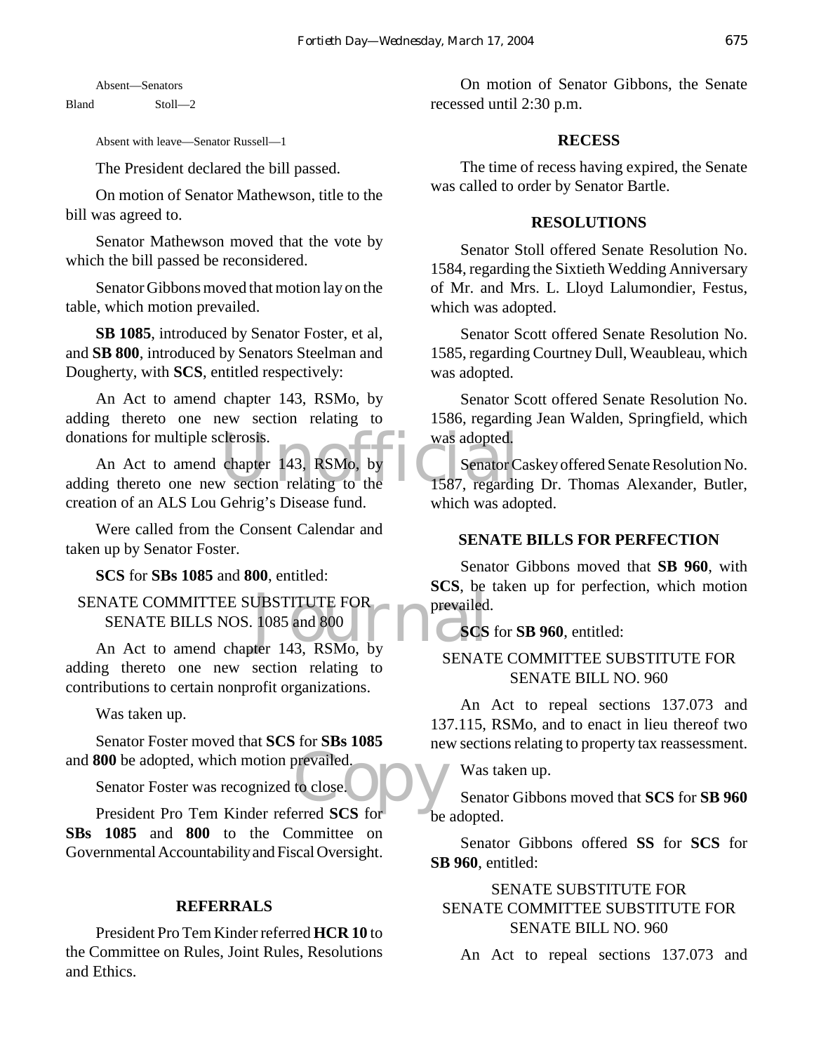Absent—Senators

Bland Stoll—2

Absent with leave—Senator Russell—1

The President declared the bill passed.

On motion of Senator Mathewson, title to the bill was agreed to.

Senator Mathewson moved that the vote by which the bill passed be reconsidered.

Senator Gibbons moved that motion lay on the table, which motion prevailed.

**SB 1085**, introduced by Senator Foster, et al, and **SB 800**, introduced by Senators Steelman and Dougherty, with **SCS**, entitled respectively:

An Act to amend chapter 143, RSMo, by adding thereto one new section relating to donations for multiple sclerosis.

An Act to amend chapter 143, RSMo, by adding thereto one new section relating to the creation of an ALS Lou Gehrig's Disease fund.

Were called from the Consent Calendar and taken up by Senator Foster.

**SCS** for **SBs 1085** and **800**, entitled:

SENATE COMMITTEE SUBSTITUTE FOR SENATE BILLS NOS. 1085 and 800

An Act to amend chapter 143, RSMo, by adding thereto one new section relating to contributions to certain nonprofit organizations.

Was taken up.

Senator Foster moved that **SCS** for **SBs 1085** and **800** be adopted, which motion prevailed.

Senator Foster was recognized to close.

President Pro Tem Kinder referred **SCS** for **SBs 1085** and **800** to the Committee on Governmental Accountability and Fiscal Oversight.

## REFERRALS

President Pro Tem Kinder referred **HCR 10** to the Committee on Rules, Joint Rules, Resolutions and Ethics.

On motion of Senator Gibbons, the Senate recessed until 2:30 p.m.

## RECESS

The time of recess having expired, the Senate was called to order by Senator Bartle.

## RESOLUTIONS

Senator Stoll offered Senate Resolution No. 1584, regarding the Sixtieth Wedding Anniversary of Mr. and Mrs. L. Lloyd Lalumondier, Festus, which was adopted.

Senator Scott offered Senate Resolution No. 1585, regarding Courtney Dull, Weaubleau, which was adopted.

Senator Scott offered Senate Resolution No. 1586, regarding Jean Walden, Springfield, which was adopted.

Senator Caskey offered Senate Resolution No. 1587, regarding Dr. Thomas Alexander, Butler, which was adopted.

## SENATE BILLS FOR PERFECTION

Senator Gibbons moved that **SB 960**, with **SCS**, be taken up for perfection, which motion prevailed.

**SCS** for **SB 960**, entitled:

SENATE COMMITTEE SUBSTITUTE FOR SENATE BILL NO. 960

An Act to repeal sections 137.073 and 137.115, RSMo, and to enact in lieu thereof two new sections relating to property tax reassessment.

Was taken up.

Senator Gibbons moved that **SCS** for **SB 960** be adopted.

Senator Gibbons offered **SS** for **SCS** for **SB 960**, entitled:

SENATE SUBSTITUTE FOR SENATE COMMITTEE SUBSTITUTE FOR SENATE BILL NO. 960

An Act to repeal sections 137.073 and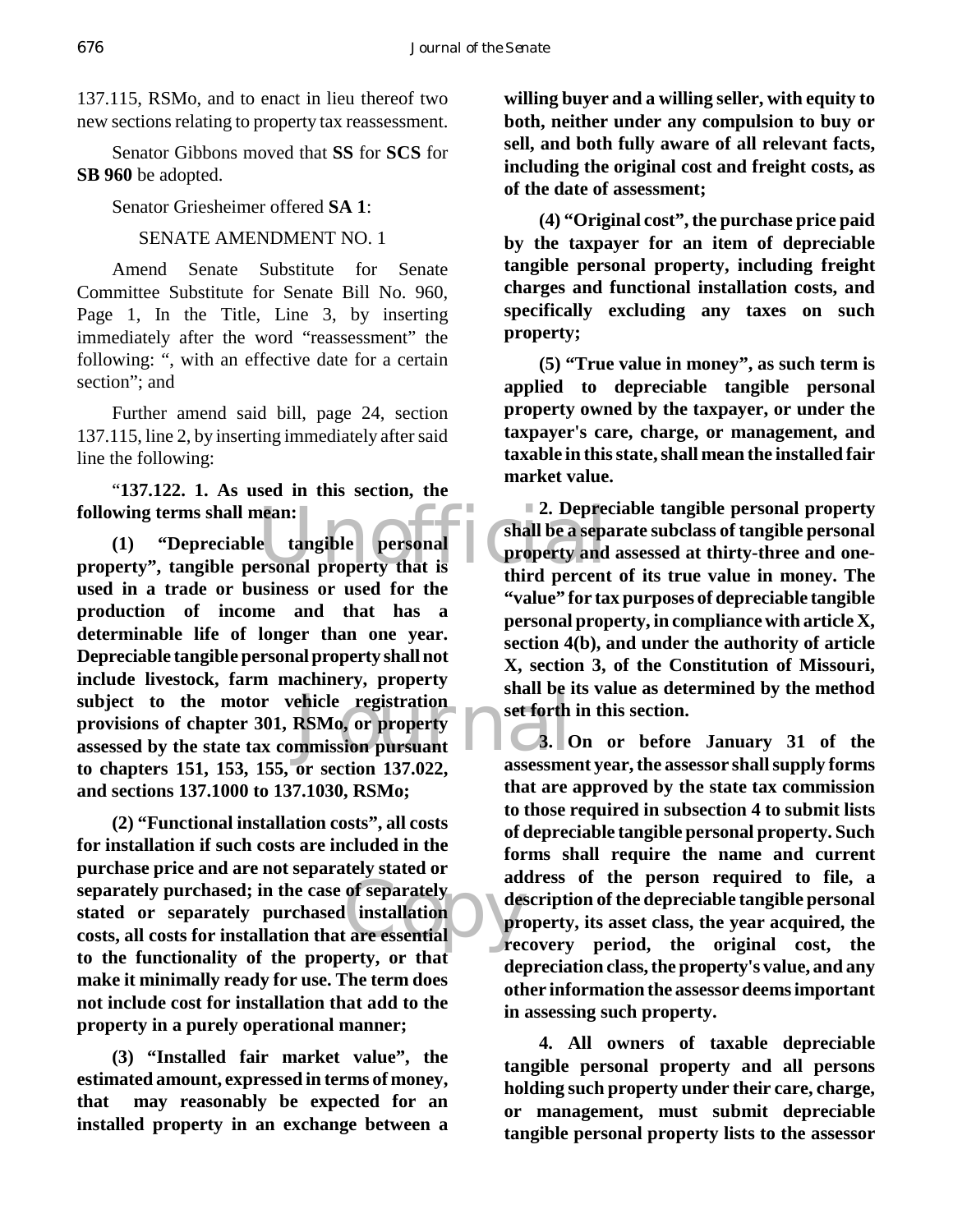137.115, RSMo, and to enact in lieu thereof two new sections relating to property tax reassessment.

Senator Gibbons moved that **SS** for **SCS** for **SB 960** be adopted.

Senator Griesheimer offered **SA 1**:

SENATE AMENDMENT NO. 1

Amend Senate Substitute for Senate Committee Substitute for Senate Bill No. 960, Page 1, In the Title, Line 3, by inserting immediately after the word "reassessment" the following: ", with an effective date for a certain section"; and

Further amend said bill, page 24, section 137.115, line 2, by inserting immediately after said line the following:

"**137.122. 1. As used in this section, the following terms shall mean:**

**(1) "Depreciable tangible personal property", tangible personal property that is used in a trade or business or used for the production of income and that has a determinable life of longer than one year. Depreciable tangible personal property shall not include livestock, farm machinery, property subject to the motor vehicle registration provisions of chapter 301, RSMo, or property assessed by the state tax commission pursuant to chapters 151, 153, 155, or section 137.022, and sections 137.1000 to 137.1030, RSMo;**

**(2) "Functional installation costs", all costs for installation if such costs are included in the purchase price and are not separately stated or separately purchased; in the case of separately stated or separately purchased installation costs, all costs for installation that are essential to the functionality of the property, or that make it minimally ready for use. The term does not include cost for installation that add to the property in a purely operational manner;**

**(3) "Installed fair market value", the estimated amount, expressed in terms of money, that may reasonably be expected for an installed property in an exchange between a willing buyer and a willing seller, with equity to both, neither under any compulsion to buy or sell, and both fully aware of all relevant facts, including the original cost and freight costs, as of the date of assessment;**

**(4) "Original cost", the purchase price paid by the taxpayer for an item of depreciable tangible personal property, including freight charges and functional installation costs, and specifically excluding any taxes on such property;**

**(5) "True value in money", as such term is applied to depreciable tangible personal property owned by the taxpayer, or under the taxpayer's care, charge, or management, and taxable in this state, shall mean the installed fair market value.**

**2. Depreciable tangible personal property shall be a separate subclass of tangible personal property and assessed at thirty-three and one-third percent of its true value in money. The "value" for tax purposes of depreciable tangible personal property, in compliance with article X, section 4(b), and under the authority of article X, section 3, of the Constitution of Missouri, shall be its value as determined by the method set forth in this section.**

**3. On or before January 31 of the assessment year, the assessor shall supply forms that are approved by the state tax commission to those required in subsection 4 to submit lists of depreciable tangible personal property. Such forms shall require the name and current address of the person required to file, a description of the depreciable tangible personal property, its asset class, the year acquired, the recovery period, the original cost, the depreciation class, the property's value, and any other information the assessor deems important in assessing such property.**

**4. All owners of taxable depreciable tangible personal property and all persons holding such property under their care, charge, or management, must submit depreciable tangible personal property lists to the assessor**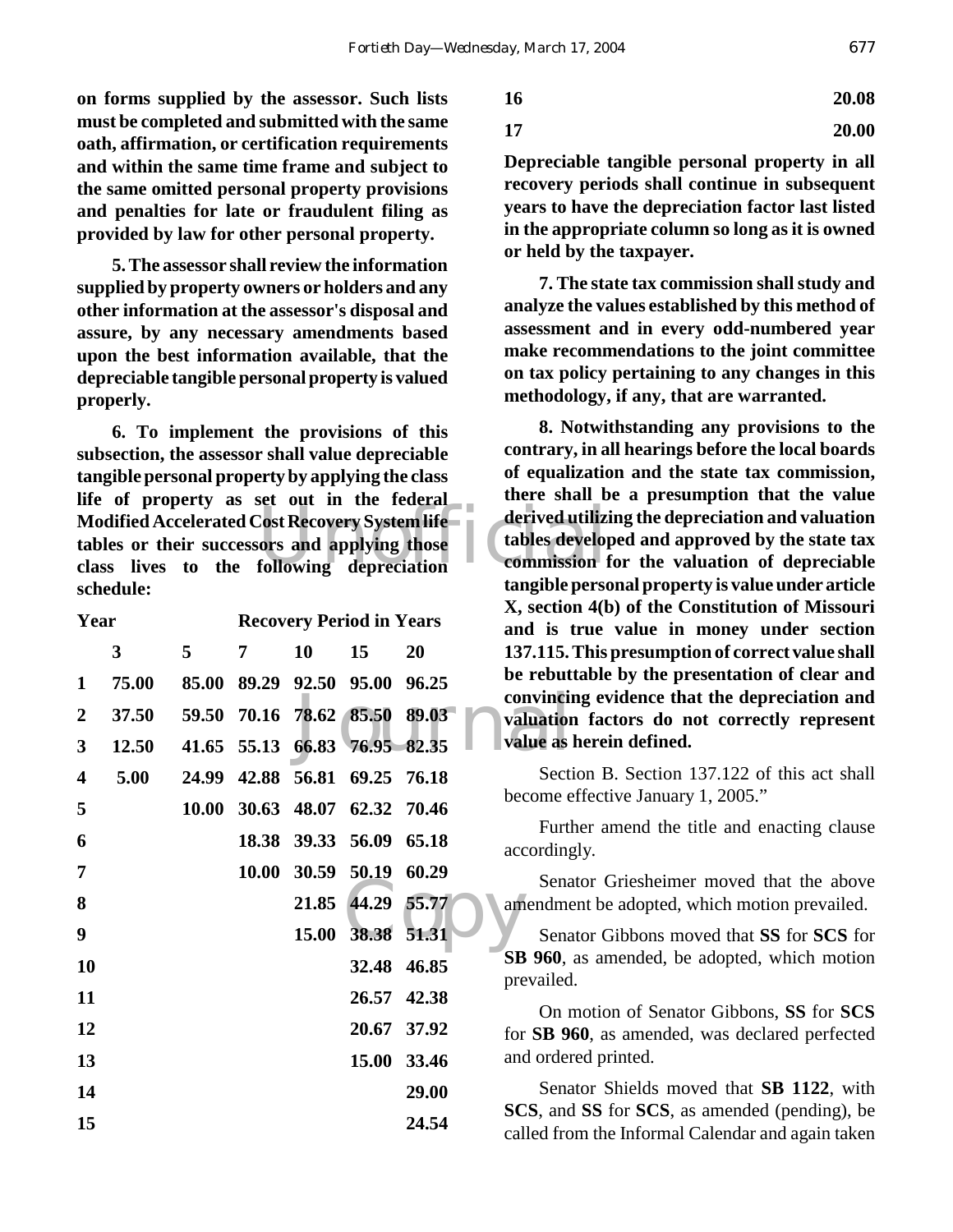**on forms supplied by the assessor. Such lists must be completed and submitted with the same oath, affirmation, or certification requirements and within the same time frame and subject to the same omitted personal property provisions and penalties for late or fraudulent filing as provided by law for other personal property.**

**5. The assessor shall review the information supplied by property owners or holders and any other information at the assessor's disposal and assure, by any necessary amendments based upon the best information available, that the depreciable tangible personal property is valued properly.**

**6. To implement the provisions of this subsection, the assessor shall value depreciable tangible personal property by applying the class life of property as set out in the federal Modified Accelerated Cost Recovery System life tables or their successors and applying those class lives to the following depreciation schedule:**

| Year | Recovery Period in Years | | | | | |
|---|---|---|---|---|---|---|
| | 3 | 5 | 7 | 10 | 15 | 20 |
| 1 | 75.00 | 85.00 | 89.29 | 92.50 | 95.00 | 96.25 |
| 2 | 37.50 | 59.50 | 70.16 | 78.62 | 85.50 | 89.03 |
| 3 | 12.50 | 41.65 | 55.13 | 66.83 | 76.95 | 82.35 |
| 4 | 5.00 | 24.99 | 42.88 | 56.81 | 69.25 | 76.18 |
| 5 | | 10.00 | 30.63 | 48.07 | 62.32 | 70.46 |
| 6 | | | 18.38 | 39.33 | 56.09 | 65.18 |
| 7 | | | 10.00 | 30.59 | 50.19 | 60.29 |
| 8 | | | | 21.85 | 44.29 | 55.77 |
| 9 | | | | 15.00 | 38.38 | 51.31 |
| 10 | | | | | 32.48 | 46.85 |
| 11 | | | | | 26.57 | 42.38 |
| 12 | | | | | 20.67 | 37.92 |
| 13 | | | | | 15.00 | 33.46 |
| 14 | | | | | | 29.00 |
| 15 | | | | | | 24.54 |
| 16 | | | | | | 20.08 |
| 17 | | | | | | 20.00 |

**Depreciable tangible personal property in all recovery periods shall continue in subsequent years to have the depreciation factor last listed in the appropriate column so long as it is owned or held by the taxpayer.**

**7. The state tax commission shall study and analyze the values established by this method of assessment and in every odd-numbered year make recommendations to the joint committee on tax policy pertaining to any changes in this methodology, if any, that are warranted.**

**8. Notwithstanding any provisions to the contrary, in all hearings before the local boards of equalization and the state tax commission, there shall be a presumption that the value derived utilizing the depreciation and valuation tables developed and approved by the state tax commission for the valuation of depreciable tangible personal property is value under article X, section 4(b) of the Constitution of Missouri and is true value in money under section 137.115. This presumption of correct value shall be rebuttable by the presentation of clear and convincing evidence that the depreciation and valuation factors do not correctly represent value as herein defined.**

Section B. Section 137.122 of this act shall become effective January 1, 2005."

Further amend the title and enacting clause accordingly.

Senator Griesheimer moved that the above amendment be adopted, which motion prevailed.

Senator Gibbons moved that **SS** for **SCS** for **SB 960**, as amended, be adopted, which motion prevailed.

On motion of Senator Gibbons, **SS** for **SCS** for **SB 960**, as amended, was declared perfected and ordered printed.

Senator Shields moved that **SB 1122**, with **SCS**, and **SS** for **SCS**, as amended (pending), be called from the Informal Calendar and again taken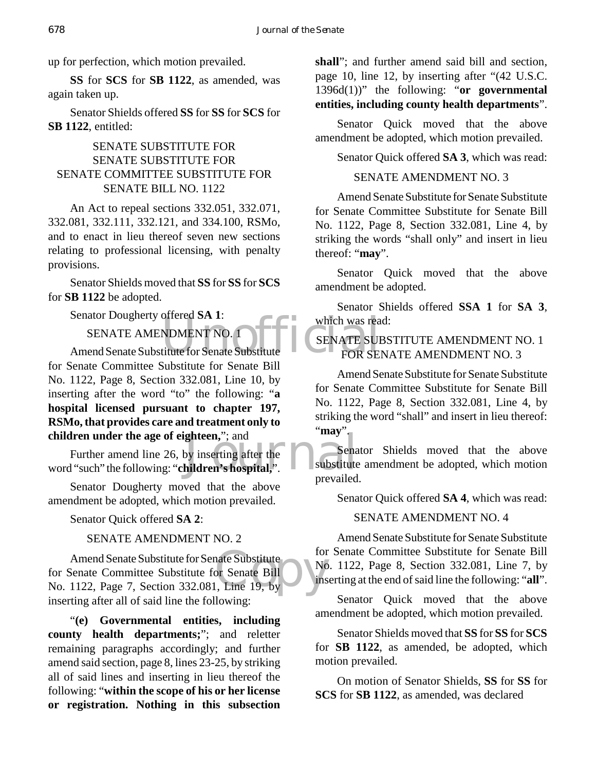up for perfection, which motion prevailed.

**SS** for **SCS** for **SB 1122**, as amended, was again taken up.

Senator Shields offered **SS** for **SS** for **SCS** for **SB 1122**, entitled:

SENATE SUBSTITUTE FOR
SENATE SUBSTITUTE FOR
SENATE COMMITTEE SUBSTITUTE FOR
SENATE BILL NO. 1122

An Act to repeal sections 332.051, 332.071, 332.081, 332.111, 332.121, and 334.100, RSMo, and to enact in lieu thereof seven new sections relating to professional licensing, with penalty provisions.

Senator Shields moved that **SS** for **SS** for **SCS** for **SB 1122** be adopted.

Senator Dougherty offered **SA 1**:

SENATE AMENDMENT NO. 1

Amend Senate Substitute for Senate Substitute for Senate Committee Substitute for Senate Bill No. 1122, Page 8, Section 332.081, Line 10, by inserting after the word "to" the following: "**a hospital licensed pursuant to chapter 197, RSMo, that provides care and treatment only to children under the age of eighteen,**"; and

Further amend line 26, by inserting after the word "such" the following: "**children's hospital,**".

Senator Dougherty moved that the above amendment be adopted, which motion prevailed.

Senator Quick offered **SA 2**:

SENATE AMENDMENT NO. 2

Amend Senate Substitute for Senate Substitute for Senate Committee Substitute for Senate Bill No. 1122, Page 7, Section 332.081, Line 19, by inserting after all of said line the following:

"**(e) Governmental entities, including county health departments;**"; and reletter remaining paragraphs accordingly; and further amend said section, page 8, lines 23-25, by striking all of said lines and inserting in lieu thereof the following: "**within the scope of his or her license or registration. Nothing in this subsection shall**"; and further amend said bill and section, page 10, line 12, by inserting after "(42 U.S.C. 1396d(1))" the following: "**or governmental entities, including county health departments**".

Senator Quick moved that the above amendment be adopted, which motion prevailed.

Senator Quick offered **SA 3**, which was read:

SENATE AMENDMENT NO. 3

Amend Senate Substitute for Senate Substitute for Senate Committee Substitute for Senate Bill No. 1122, Page 8, Section 332.081, Line 4, by striking the words "shall only" and insert in lieu thereof: "**may**".

Senator Quick moved that the above amendment be adopted.

Senator Shields offered **SSA 1** for **SA 3**, which was read:

SENATE SUBSTITUTE AMENDMENT NO. 1
FOR SENATE AMENDMENT NO. 3

Amend Senate Substitute for Senate Substitute for Senate Committee Substitute for Senate Bill No. 1122, Page 8, Section 332.081, Line 4, by striking the word "shall" and insert in lieu thereof: "**may**".

Senator Shields moved that the above substitute amendment be adopted, which motion prevailed.

Senator Quick offered **SA 4**, which was read:

SENATE AMENDMENT NO. 4

Amend Senate Substitute for Senate Substitute for Senate Committee Substitute for Senate Bill No. 1122, Page 8, Section 332.081, Line 7, by inserting at the end of said line the following: "**all**".

Senator Quick moved that the above amendment be adopted, which motion prevailed.

Senator Shields moved that **SS** for **SS** for **SCS** for **SB 1122**, as amended, be adopted, which motion prevailed.

On motion of Senator Shields, **SS** for **SS** for **SCS** for **SB 1122**, as amended, was declared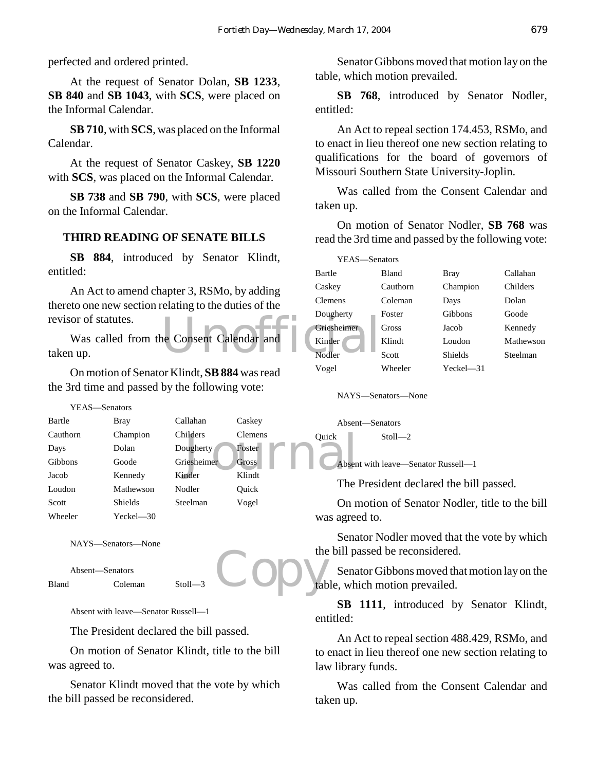perfected and ordered printed.

At the request of Senator Dolan, **SB 1233**, **SB 840** and **SB 1043**, with **SCS**, were placed on the Informal Calendar.

**SB 710**, with **SCS**, was placed on the Informal Calendar.

At the request of Senator Caskey, **SB 1220** with **SCS**, was placed on the Informal Calendar.

**SB 738** and **SB 790**, with **SCS**, were placed on the Informal Calendar.

## THIRD READING OF SENATE BILLS

**SB 884**, introduced by Senator Klindt, entitled:

An Act to amend chapter 3, RSMo, by adding thereto one new section relating to the duties of the revisor of statutes.

Was called from the Consent Calendar and taken up.

On motion of Senator Klindt, **SB 884** was read the 3rd time and passed by the following vote:

YEAS—Senators

| | | | |
|---|---|---|---|
| Bartle | Bray | Callahan | Caskey |
| Cauthorn | Champion | Childers | Clemens |
| Days | Dolan | Dougherty | Foster |
| Gibbons | Goode | Griesheimer | Gross |
| Jacob | Kennedy | Kinder | Klindt |
| Loudon | Mathewson | Nodler | Quick |
| Scott | Shields | Steelman | Vogel |
| Wheeler | Yeckel—30 | | |

NAYS—Senators—None

Absent—Senators

| | | |
|---|---|---|
| Bland | Coleman | Stoll—3 |

Absent with leave—Senator Russell—1

The President declared the bill passed.

On motion of Senator Klindt, title to the bill was agreed to.

Senator Klindt moved that the vote by which the bill passed be reconsidered.

Senator Gibbons moved that motion lay on the table, which motion prevailed.

**SB 768**, introduced by Senator Nodler, entitled:

An Act to repeal section 174.453, RSMo, and to enact in lieu thereof one new section relating to qualifications for the board of governors of Missouri Southern State University-Joplin.

Was called from the Consent Calendar and taken up.

On motion of Senator Nodler, **SB 768** was read the 3rd time and passed by the following vote:

YEAS—Senators

| | | | |
|---|---|---|---|
| Bartle | Bland | Bray | Callahan |
| Caskey | Cauthorn | Champion | Childers |
| Clemens | Coleman | Days | Dolan |
| Dougherty | Foster | Gibbons | Goode |
| Griesheimer | Gross | Jacob | Kennedy |
| Kinder | Klindt | Loudon | Mathewson |
| Nodler | Scott | Shields | Steelman |
| Vogel | Wheeler | Yeckel—31 | |

NAYS—Senators—None

Absent—Senators

| | |
|---|---|
| Quick | Stoll—2 |

Absent with leave—Senator Russell—1

The President declared the bill passed.

On motion of Senator Nodler, title to the bill was agreed to.

Senator Nodler moved that the vote by which the bill passed be reconsidered.

Senator Gibbons moved that motion lay on the table, which motion prevailed.

**SB 1111**, introduced by Senator Klindt, entitled:

An Act to repeal section 488.429, RSMo, and to enact in lieu thereof one new section relating to law library funds.

Was called from the Consent Calendar and taken up.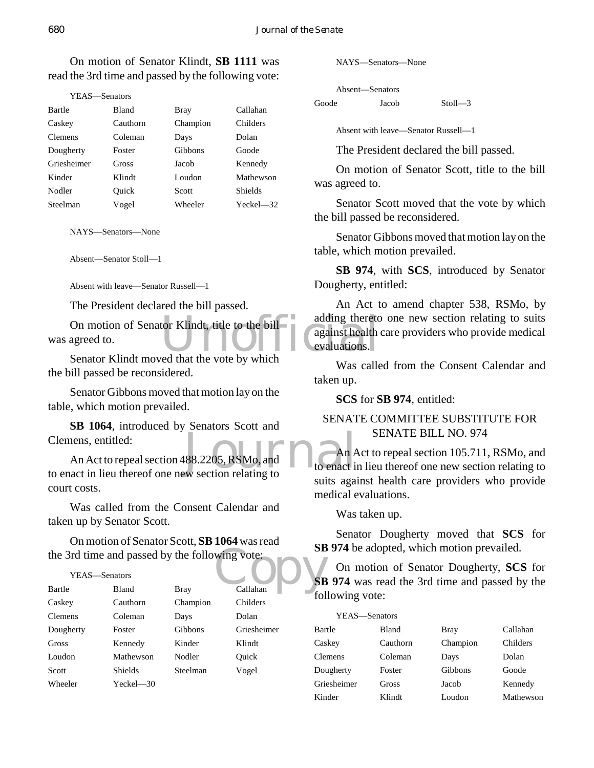On motion of Senator Klindt, **SB 1111** was read the 3rd time and passed by the following vote:

YEAS—Senators

| | | | |
|---|---|---|---|
| Bartle | Bland | Bray | Callahan |
| Caskey | Cauthorn | Champion | Childers |
| Clemens | Coleman | Days | Dolan |
| Dougherty | Foster | Gibbons | Goode |
| Griesheimer | Gross | Jacob | Kennedy |
| Kinder | Klindt | Loudon | Mathewson |
| Nodler | Quick | Scott | Shields |
| Steelman | Vogel | Wheeler | Yeckel—32 |

NAYS—Senators—None

Absent—Senator Stoll—1

Absent with leave—Senator Russell—1

The President declared the bill passed.

On motion of Senator Klindt, title to the bill was agreed to.

Senator Klindt moved that the vote by which the bill passed be reconsidered.

Senator Gibbons moved that motion lay on the table, which motion prevailed.

**SB 1064**, introduced by Senators Scott and Clemens, entitled:

An Act to repeal section 488.2205, RSMo, and to enact in lieu thereof one new section relating to court costs.

Was called from the Consent Calendar and taken up by Senator Scott.

On motion of Senator Scott, **SB 1064** was read the 3rd time and passed by the following vote:

YEAS—Senators

| | | | |
|---|---|---|---|
| Bartle | Bland | Bray | Callahan |
| Caskey | Cauthorn | Champion | Childers |
| Clemens | Coleman | Days | Dolan |
| Dougherty | Foster | Gibbons | Griesheimer |
| Gross | Kennedy | Kinder | Klindt |
| Loudon | Mathewson | Nodler | Quick |
| Scott | Shields | Steelman | Vogel |
| Wheeler | Yeckel—30 | | |

NAYS—Senators—None

Absent—Senators

| | | |
|---|---|---|
| Goode | Jacob | Stoll—3 |

Absent with leave—Senator Russell—1

The President declared the bill passed.

On motion of Senator Scott, title to the bill was agreed to.

Senator Scott moved that the vote by which the bill passed be reconsidered.

Senator Gibbons moved that motion lay on the table, which motion prevailed.

**SB 974**, with **SCS**, introduced by Senator Dougherty, entitled:

An Act to amend chapter 538, RSMo, by adding thereto one new section relating to suits against health care providers who provide medical evaluations.

Was called from the Consent Calendar and taken up.

**SCS** for **SB 974**, entitled:

SENATE COMMITTEE SUBSTITUTE FOR SENATE BILL NO. 974

An Act to repeal section 105.711, RSMo, and to enact in lieu thereof one new section relating to suits against health care providers who provide medical evaluations.

Was taken up.

Senator Dougherty moved that **SCS** for **SB 974** be adopted, which motion prevailed.

On motion of Senator Dougherty, **SCS** for **SB 974** was read the 3rd time and passed by the following vote:

YEAS—Senators

| | | | |
|---|---|---|---|
| Bartle | Bland | Bray | Callahan |
| Caskey | Cauthorn | Champion | Childers |
| Clemens | Coleman | Days | Dolan |
| Dougherty | Foster | Gibbons | Goode |
| Griesheimer | Gross | Jacob | Kennedy |
| Kinder | Klindt | Loudon | Mathewson |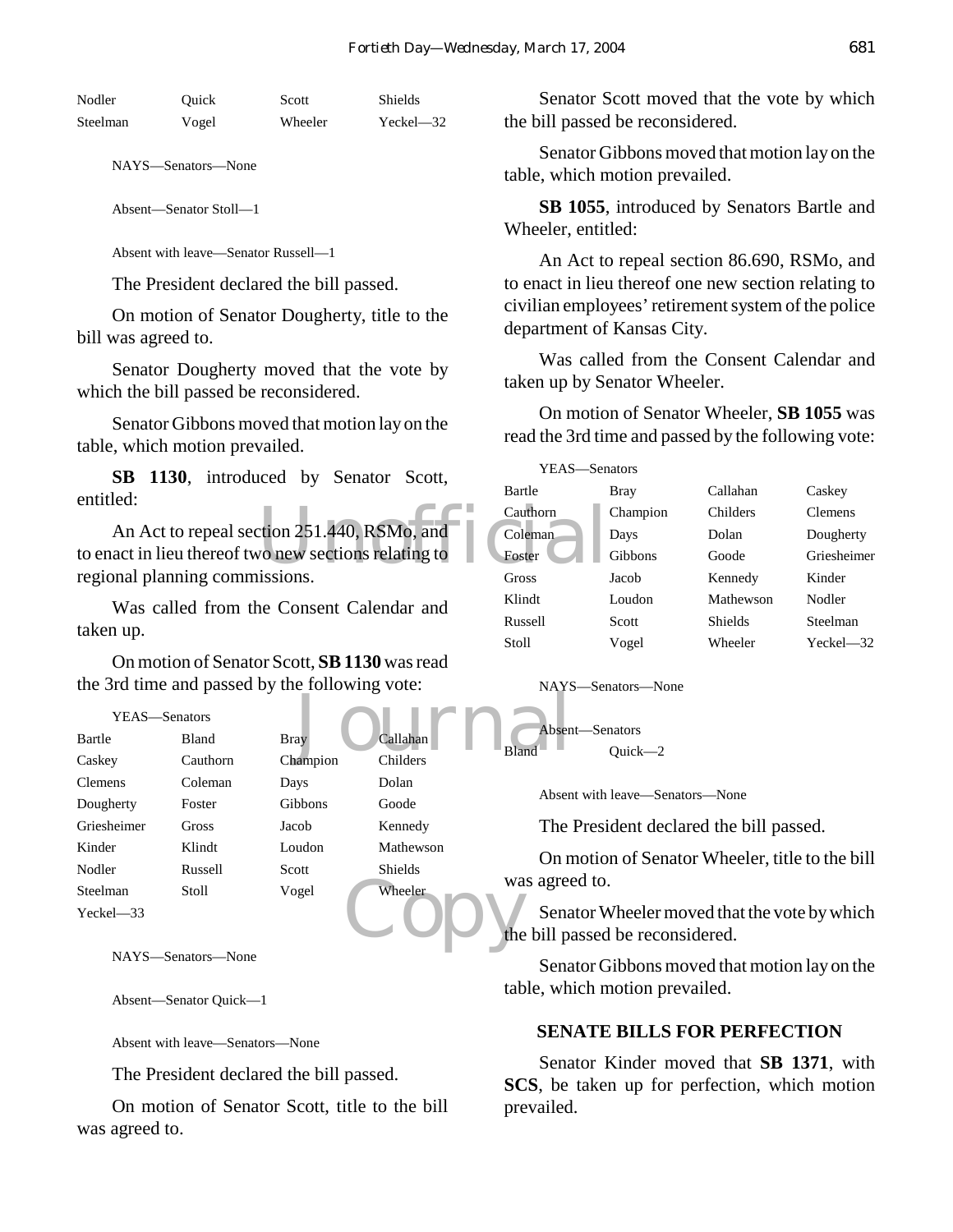| Nodler | Quick | Scott | Shields |
|---|---|---|---|
| Steelman | Vogel | Wheeler | Yeckel—32 |

NAYS—Senators—None

Absent—Senator Stoll—1

Absent with leave—Senator Russell—1

The President declared the bill passed.

On motion of Senator Dougherty, title to the bill was agreed to.

Senator Dougherty moved that the vote by which the bill passed be reconsidered.

Senator Gibbons moved that motion lay on the table, which motion prevailed.

**SB 1130**, introduced by Senator Scott, entitled:

An Act to repeal section 251.440, RSMo, and to enact in lieu thereof two new sections relating to regional planning commissions.

Was called from the Consent Calendar and taken up.

On motion of Senator Scott, **SB 1130** was read the 3rd time and passed by the following vote:

YEAS—Senators

| Bartle | Bland | Bray | Callahan |
|---|---|---|---|
| Caskey | Cauthorn | Champion | Childers |
| Clemens | Coleman | Days | Dolan |
| Dougherty | Foster | Gibbons | Goode |
| Griesheimer | Gross | Jacob | Kennedy |
| Kinder | Klindt | Loudon | Mathewson |
| Nodler | Russell | Scott | Shields |
| Steelman | Stoll | Vogel | Wheeler |
| Yeckel—33 | | | |

NAYS—Senators—None

Absent—Senator Quick—1

Absent with leave—Senators—None

The President declared the bill passed.

On motion of Senator Scott, title to the bill was agreed to.

Senator Scott moved that the vote by which the bill passed be reconsidered.

Senator Gibbons moved that motion lay on the table, which motion prevailed.

**SB 1055**, introduced by Senators Bartle and Wheeler, entitled:

An Act to repeal section 86.690, RSMo, and to enact in lieu thereof one new section relating to civilian employees' retirement system of the police department of Kansas City.

Was called from the Consent Calendar and taken up by Senator Wheeler.

On motion of Senator Wheeler, **SB 1055** was read the 3rd time and passed by the following vote:

YEAS—Senators

| Bartle | Bray | Callahan | Caskey |
|---|---|---|---|
| Cauthorn | Champion | Childers | Clemens |
| Coleman | Days | Dolan | Dougherty |
| Foster | Gibbons | Goode | Griesheimer |
| Gross | Jacob | Kennedy | Kinder |
| Klindt | Loudon | Mathewson | Nodler |
| Russell | Scott | Shields | Steelman |
| Stoll | Vogel | Wheeler | Yeckel—32 |

NAYS—Senators—None

Absent—Senators

| Bland | Quick—2 |
|---|---|

Absent with leave—Senators—None

The President declared the bill passed.

On motion of Senator Wheeler, title to the bill was agreed to.

Senator Wheeler moved that the vote by which the bill passed be reconsidered.

Senator Gibbons moved that motion lay on the table, which motion prevailed.

## SENATE BILLS FOR PERFECTION

Senator Kinder moved that **SB 1371**, with **SCS**, be taken up for perfection, which motion prevailed.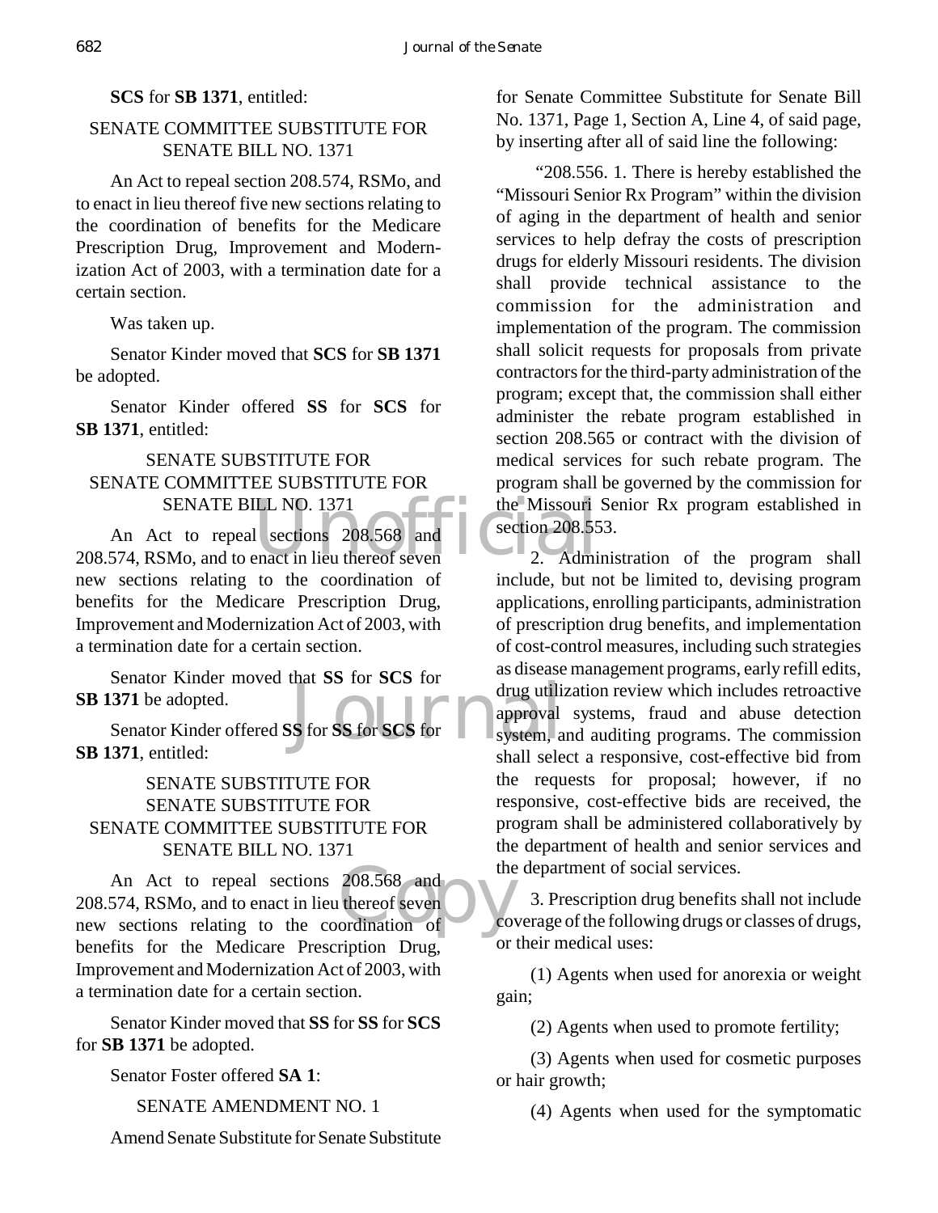**SCS** for **SB 1371**, entitled:

SENATE COMMITTEE SUBSTITUTE FOR SENATE BILL NO. 1371

An Act to repeal section 208.574, RSMo, and to enact in lieu thereof five new sections relating to the coordination of benefits for the Medicare Prescription Drug, Improvement and Modernization Act of 2003, with a termination date for a certain section.

Was taken up.

Senator Kinder moved that **SCS** for **SB 1371** be adopted.

Senator Kinder offered **SS** for **SCS** for **SB 1371**, entitled:

SENATE SUBSTITUTE FOR SENATE COMMITTEE SUBSTITUTE FOR SENATE BILL NO. 1371

An Act to repeal sections 208.568 and 208.574, RSMo, and to enact in lieu thereof seven new sections relating to the coordination of benefits for the Medicare Prescription Drug, Improvement and Modernization Act of 2003, with a termination date for a certain section.

Senator Kinder moved that **SS** for **SCS** for **SB 1371** be adopted.

Senator Kinder offered **SS** for **SS** for **SCS** for **SB 1371**, entitled:

SENATE SUBSTITUTE FOR SENATE SUBSTITUTE FOR SENATE COMMITTEE SUBSTITUTE FOR SENATE BILL NO. 1371

An Act to repeal sections 208.568 and 208.574, RSMo, and to enact in lieu thereof seven new sections relating to the coordination of benefits for the Medicare Prescription Drug, Improvement and Modernization Act of 2003, with a termination date for a certain section.

Senator Kinder moved that **SS** for **SS** for **SCS** for **SB 1371** be adopted.

Senator Foster offered **SA 1**:

SENATE AMENDMENT NO. 1

Amend Senate Substitute for Senate Substitute for Senate Committee Substitute for Senate Bill No. 1371, Page 1, Section A, Line 4, of said page, by inserting after all of said line the following:

"208.556. 1. There is hereby established the "Missouri Senior Rx Program" within the division of aging in the department of health and senior services to help defray the costs of prescription drugs for elderly Missouri residents. The division shall provide technical assistance to the commission for the administration and implementation of the program. The commission shall solicit requests for proposals from private contractors for the third-party administration of the program; except that, the commission shall either administer the rebate program established in section 208.565 or contract with the division of medical services for such rebate program. The program shall be governed by the commission for the Missouri Senior Rx program established in section 208.553.

2. Administration of the program shall include, but not be limited to, devising program applications, enrolling participants, administration of prescription drug benefits, and implementation of cost-control measures, including such strategies as disease management programs, early refill edits, drug utilization review which includes retroactive approval systems, fraud and abuse detection system, and auditing programs. The commission shall select a responsive, cost-effective bid from the requests for proposal; however, if no responsive, cost-effective bids are received, the program shall be administered collaboratively by the department of health and senior services and the department of social services.

3. Prescription drug benefits shall not include coverage of the following drugs or classes of drugs, or their medical uses:

(1) Agents when used for anorexia or weight gain;

(2) Agents when used to promote fertility;

(3) Agents when used for cosmetic purposes or hair growth;

(4) Agents when used for the symptomatic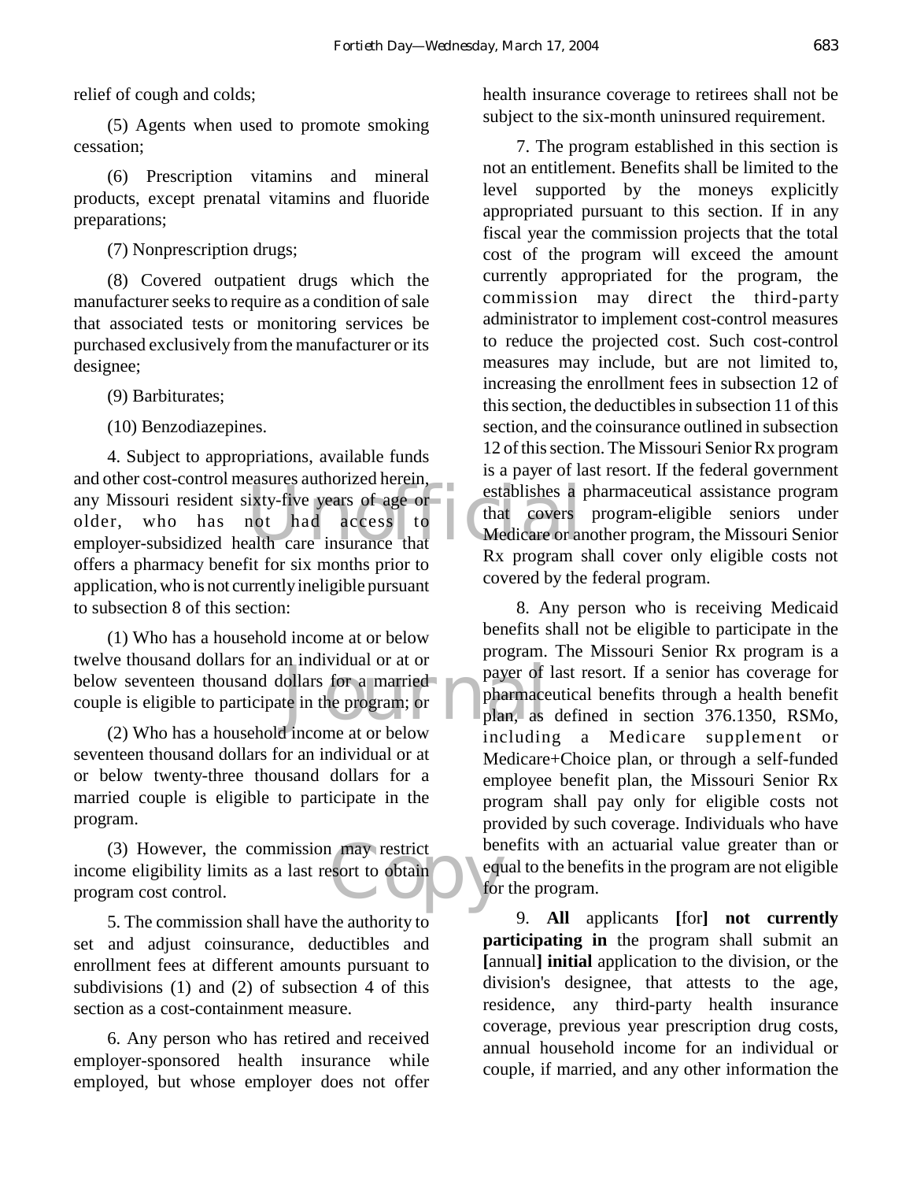relief of cough and colds;

(5) Agents when used to promote smoking cessation;

(6) Prescription vitamins and mineral products, except prenatal vitamins and fluoride preparations;

(7) Nonprescription drugs;

(8) Covered outpatient drugs which the manufacturer seeks to require as a condition of sale that associated tests or monitoring services be purchased exclusively from the manufacturer or its designee;

(9) Barbiturates;

(10) Benzodiazepines.

4. Subject to appropriations, available funds and other cost-control measures authorized herein, any Missouri resident sixty-five years of age or older, who has not had access to employer-subsidized health care insurance that offers a pharmacy benefit for six months prior to application, who is not currently ineligible pursuant to subsection 8 of this section:

(1) Who has a household income at or below twelve thousand dollars for an individual or at or below seventeen thousand dollars for a married couple is eligible to participate in the program; or

(2) Who has a household income at or below seventeen thousand dollars for an individual or at or below twenty-three thousand dollars for a married couple is eligible to participate in the program.

(3) However, the commission may restrict income eligibility limits as a last resort to obtain program cost control.

5. The commission shall have the authority to set and adjust coinsurance, deductibles and enrollment fees at different amounts pursuant to subdivisions (1) and (2) of subsection 4 of this section as a cost-containment measure.

6. Any person who has retired and received employer-sponsored health insurance while employed, but whose employer does not offer health insurance coverage to retirees shall not be subject to the six-month uninsured requirement.

7. The program established in this section is not an entitlement. Benefits shall be limited to the level supported by the moneys explicitly appropriated pursuant to this section. If in any fiscal year the commission projects that the total cost of the program will exceed the amount currently appropriated for the program, the commission may direct the third-party administrator to implement cost-control measures to reduce the projected cost. Such cost-control measures may include, but are not limited to, increasing the enrollment fees in subsection 12 of this section, the deductibles in subsection 11 of this section, and the coinsurance outlined in subsection 12 of this section. The Missouri Senior Rx program is a payer of last resort. If the federal government establishes a pharmaceutical assistance program that covers program-eligible seniors under Medicare or another program, the Missouri Senior Rx program shall cover only eligible costs not covered by the federal program.

8. Any person who is receiving Medicaid benefits shall not be eligible to participate in the program. The Missouri Senior Rx program is a payer of last resort. If a senior has coverage for pharmaceutical benefits through a health benefit plan, as defined in section 376.1350, RSMo, including a Medicare supplement or Medicare+Choice plan, or through a self-funded employee benefit plan, the Missouri Senior Rx program shall pay only for eligible costs not provided by such coverage. Individuals who have benefits with an actuarial value greater than or equal to the benefits in the program are not eligible for the program.

9. **All** applicants **[**for**] not currently participating in** the program shall submit an **[**annual**] initial** application to the division, or the division's designee, that attests to the age, residence, any third-party health insurance coverage, previous year prescription drug costs, annual household income for an individual or couple, if married, and any other information the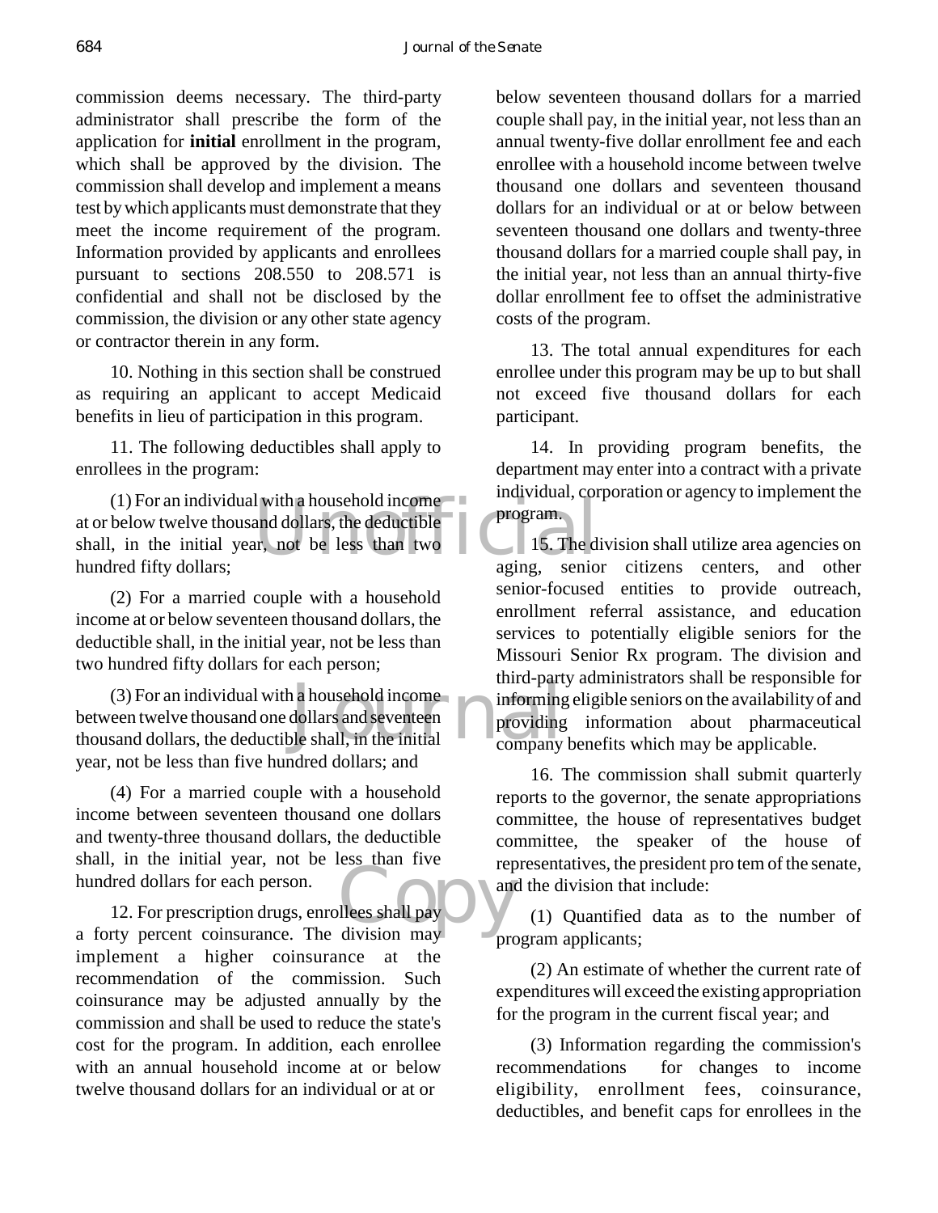commission deems necessary. The third-party administrator shall prescribe the form of the application for **initial** enrollment in the program, which shall be approved by the division. The commission shall develop and implement a means test by which applicants must demonstrate that they meet the income requirement of the program. Information provided by applicants and enrollees pursuant to sections 208.550 to 208.571 is confidential and shall not be disclosed by the commission, the division or any other state agency or contractor therein in any form.

10. Nothing in this section shall be construed as requiring an applicant to accept Medicaid benefits in lieu of participation in this program.

11. The following deductibles shall apply to enrollees in the program:

(1) For an individual with a household income at or below twelve thousand dollars, the deductible shall, in the initial year, not be less than two hundred fifty dollars;

(2) For a married couple with a household income at or below seventeen thousand dollars, the deductible shall, in the initial year, not be less than two hundred fifty dollars for each person;

(3) For an individual with a household income between twelve thousand one dollars and seventeen thousand dollars, the deductible shall, in the initial year, not be less than five hundred dollars; and

(4) For a married couple with a household income between seventeen thousand one dollars and twenty-three thousand dollars, the deductible shall, in the initial year, not be less than five hundred dollars for each person.

12. For prescription drugs, enrollees shall pay a forty percent coinsurance. The division may implement a higher coinsurance at the recommendation of the commission. Such coinsurance may be adjusted annually by the commission and shall be used to reduce the state's cost for the program. In addition, each enrollee with an annual household income at or below twelve thousand dollars for an individual or at or below seventeen thousand dollars for a married couple shall pay, in the initial year, not less than an annual twenty-five dollar enrollment fee and each enrollee with a household income between twelve thousand one dollars and seventeen thousand dollars for an individual or at or below between seventeen thousand one dollars and twenty-three thousand dollars for a married couple shall pay, in the initial year, not less than an annual thirty-five dollar enrollment fee to offset the administrative costs of the program.

13. The total annual expenditures for each enrollee under this program may be up to but shall not exceed five thousand dollars for each participant.

14. In providing program benefits, the department may enter into a contract with a private individual, corporation or agency to implement the program.

15. The division shall utilize area agencies on aging, senior citizens centers, and other senior-focused entities to provide outreach, enrollment referral assistance, and education services to potentially eligible seniors for the Missouri Senior Rx program. The division and third-party administrators shall be responsible for informing eligible seniors on the availability of and providing information about pharmaceutical company benefits which may be applicable.

16. The commission shall submit quarterly reports to the governor, the senate appropriations committee, the house of representatives budget committee, the speaker of the house of representatives, the president pro tem of the senate, and the division that include:

(1) Quantified data as to the number of program applicants;

(2) An estimate of whether the current rate of expenditures will exceed the existing appropriation for the program in the current fiscal year; and

(3) Information regarding the commission's recommendations for changes to income eligibility, enrollment fees, coinsurance, deductibles, and benefit caps for enrollees in the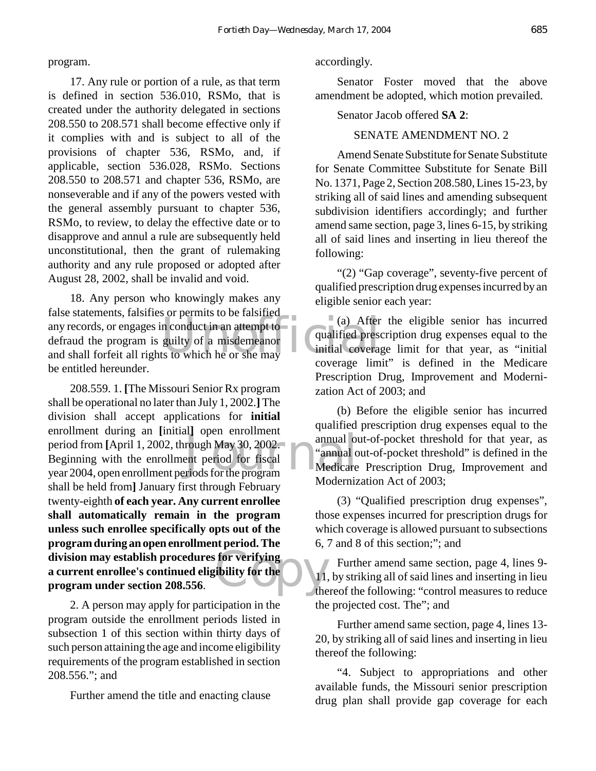program.

17. Any rule or portion of a rule, as that term is defined in section 536.010, RSMo, that is created under the authority delegated in sections 208.550 to 208.571 shall become effective only if it complies with and is subject to all of the provisions of chapter 536, RSMo, and, if applicable, section 536.028, RSMo. Sections 208.550 to 208.571 and chapter 536, RSMo, are nonseverable and if any of the powers vested with the general assembly pursuant to chapter 536, RSMo, to review, to delay the effective date or to disapprove and annul a rule are subsequently held unconstitutional, then the grant of rulemaking authority and any rule proposed or adopted after August 28, 2002, shall be invalid and void.

18. Any person who knowingly makes any false statements, falsifies or permits to be falsified any records, or engages in conduct in an attempt to defraud the program is guilty of a misdemeanor and shall forfeit all rights to which he or she may be entitled hereunder.

208.559. 1. **[**The Missouri Senior Rx program shall be operational no later than July 1, 2002.**]** The division shall accept applications for **initial** enrollment during an **[**initial**]** open enrollment period from **[**April 1, 2002, through May 30, 2002. Beginning with the enrollment period for fiscal year 2004, open enrollment periods for the program shall be held from**]** January first through February twenty-eighth **of each year. Any current enrollee shall automatically remain in the program unless such enrollee specifically opts out of the program during an open enrollment period. The division may establish procedures for verifying a current enrollee's continued eligibility for the program under section 208.556**.

2. A person may apply for participation in the program outside the enrollment periods listed in subsection 1 of this section within thirty days of such person attaining the age and income eligibility requirements of the program established in section 208.556."; and

Further amend the title and enacting clause accordingly.

Senator Foster moved that the above amendment be adopted, which motion prevailed.

Senator Jacob offered **SA 2**:

SENATE AMENDMENT NO. 2

Amend Senate Substitute for Senate Substitute for Senate Committee Substitute for Senate Bill No. 1371, Page 2, Section 208.580, Lines 15-23, by striking all of said lines and amending subsequent subdivision identifiers accordingly; and further amend same section, page 3, lines 6-15, by striking all of said lines and inserting in lieu thereof the following:

"(2) "Gap coverage", seventy-five percent of qualified prescription drug expenses incurred by an eligible senior each year:

(a) After the eligible senior has incurred qualified prescription drug expenses equal to the initial coverage limit for that year, as "initial coverage limit" is defined in the Medicare Prescription Drug, Improvement and Modernization Act of 2003; and

(b) Before the eligible senior has incurred qualified prescription drug expenses equal to the annual out-of-pocket threshold for that year, as "annual out-of-pocket threshold" is defined in the Medicare Prescription Drug, Improvement and Modernization Act of 2003;

(3) "Qualified prescription drug expenses", those expenses incurred for prescription drugs for which coverage is allowed pursuant to subsections 6, 7 and 8 of this section;"; and

Further amend same section, page 4, lines 9-11, by striking all of said lines and inserting in lieu thereof the following: "control measures to reduce the projected cost. The"; and

Further amend same section, page 4, lines 13-20, by striking all of said lines and inserting in lieu thereof the following:

"4. Subject to appropriations and other available funds, the Missouri senior prescription drug plan shall provide gap coverage for each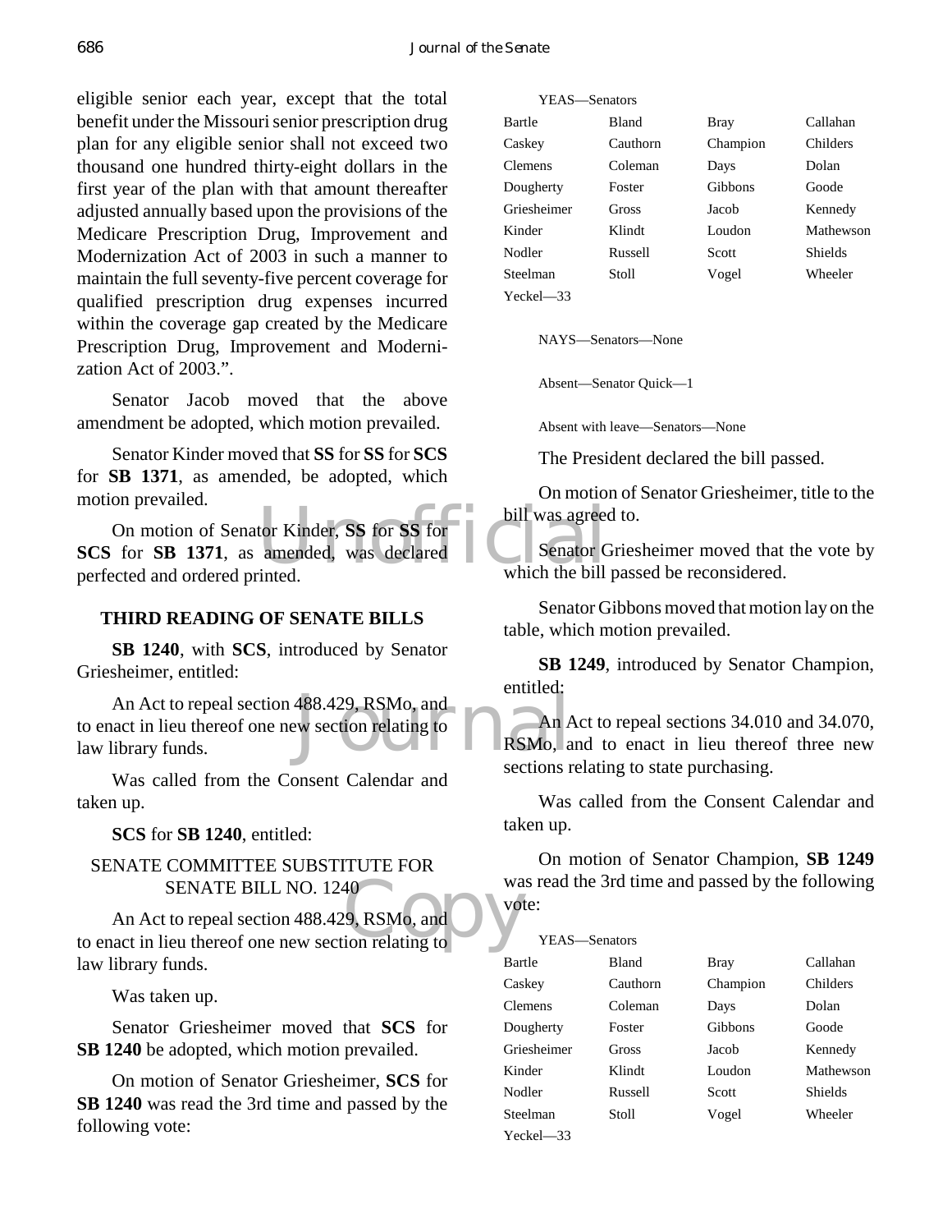eligible senior each year, except that the total benefit under the Missouri senior prescription drug plan for any eligible senior shall not exceed two thousand one hundred thirty-eight dollars in the first year of the plan with that amount thereafter adjusted annually based upon the provisions of the Medicare Prescription Drug, Improvement and Modernization Act of 2003 in such a manner to maintain the full seventy-five percent coverage for qualified prescription drug expenses incurred within the coverage gap created by the Medicare Prescription Drug, Improvement and Modernization Act of 2003.".

Senator Jacob moved that the above amendment be adopted, which motion prevailed.

Senator Kinder moved that **SS** for **SS** for **SCS** for **SB 1371**, as amended, be adopted, which motion prevailed.

On motion of Senator Kinder, **SS** for **SS** for **SCS** for **SB 1371**, as amended, was declared perfected and ordered printed.

## THIRD READING OF SENATE BILLS

**SB 1240**, with **SCS**, introduced by Senator Griesheimer, entitled:

An Act to repeal section 488.429, RSMo, and to enact in lieu thereof one new section relating to law library funds.

Was called from the Consent Calendar and taken up.

**SCS** for **SB 1240**, entitled:

SENATE COMMITTEE SUBSTITUTE FOR SENATE BILL NO. 1240

An Act to repeal section 488.429, RSMo, and to enact in lieu thereof one new section relating to law library funds.

Was taken up.

Senator Griesheimer moved that **SCS** for **SB 1240** be adopted, which motion prevailed.

On motion of Senator Griesheimer, **SCS** for **SB 1240** was read the 3rd time and passed by the following vote:

YEAS—Senators

| | | | |
|---|---|---|---|
| Bartle | Bland | Bray | Callahan |
| Caskey | Cauthorn | Champion | Childers |
| Clemens | Coleman | Days | Dolan |
| Dougherty | Foster | Gibbons | Goode |
| Griesheimer | Gross | Jacob | Kennedy |
| Kinder | Klindt | Loudon | Mathewson |
| Nodler | Russell | Scott | Shields |
| Steelman | Stoll | Vogel | Wheeler |
| Yeckel—33 | | | |

NAYS—Senators—None

Absent—Senator Quick—1

Absent with leave—Senators—None

The President declared the bill passed.

On motion of Senator Griesheimer, title to the bill was agreed to.

Senator Griesheimer moved that the vote by which the bill passed be reconsidered.

Senator Gibbons moved that motion lay on the table, which motion prevailed.

**SB 1249**, introduced by Senator Champion, entitled:

An Act to repeal sections 34.010 and 34.070, RSMo, and to enact in lieu thereof three new sections relating to state purchasing.

Was called from the Consent Calendar and taken up.

On motion of Senator Champion, **SB 1249** was read the 3rd time and passed by the following vote:

YEAS—Senators

| | | | |
|---|---|---|---|
| Bartle | Bland | Bray | Callahan |
| Caskey | Cauthorn | Champion | Childers |
| Clemens | Coleman | Days | Dolan |
| Dougherty | Foster | Gibbons | Goode |
| Griesheimer | Gross | Jacob | Kennedy |
| Kinder | Klindt | Loudon | Mathewson |
| Nodler | Russell | Scott | Shields |
| Steelman | Stoll | Vogel | Wheeler |
| Yeckel—33 | | | |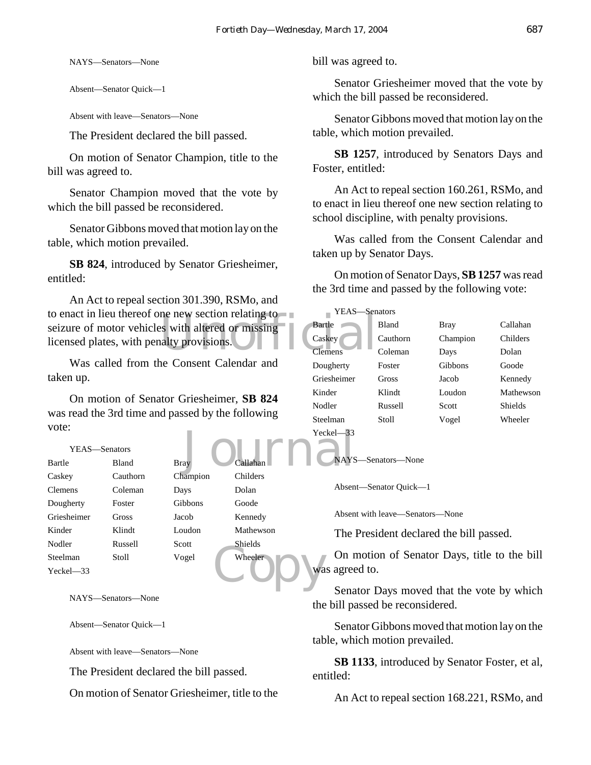NAYS—Senators—None

Absent—Senator Quick—1

Absent with leave—Senators—None

The President declared the bill passed.

On motion of Senator Champion, title to the bill was agreed to.

Senator Champion moved that the vote by which the bill passed be reconsidered.

Senator Gibbons moved that motion lay on the table, which motion prevailed.

**SB 824**, introduced by Senator Griesheimer, entitled:

An Act to repeal section 301.390, RSMo, and to enact in lieu thereof one new section relating to seizure of motor vehicles with altered or missing licensed plates, with penalty provisions.

Was called from the Consent Calendar and taken up.

On motion of Senator Griesheimer, **SB 824** was read the 3rd time and passed by the following vote:

YEAS—Senators

| | | | |
|---|---|---|---|
| Bartle | Bland | Bray | Callahan |
| Caskey | Cauthorn | Champion | Childers |
| Clemens | Coleman | Days | Dolan |
| Dougherty | Foster | Gibbons | Goode |
| Griesheimer | Gross | Jacob | Kennedy |
| Kinder | Klindt | Loudon | Mathewson |
| Nodler | Russell | Scott | Shields |
| Steelman | Stoll | Vogel | Wheeler |
| Yeckel—33 | | | |

NAYS—Senators—None

Absent—Senator Quick—1

Absent with leave—Senators—None

The President declared the bill passed.

On motion of Senator Griesheimer, title to the bill was agreed to.

Senator Griesheimer moved that the vote by which the bill passed be reconsidered.

Senator Gibbons moved that motion lay on the table, which motion prevailed.

**SB 1257**, introduced by Senators Days and Foster, entitled:

An Act to repeal section 160.261, RSMo, and to enact in lieu thereof one new section relating to school discipline, with penalty provisions.

Was called from the Consent Calendar and taken up by Senator Days.

On motion of Senator Days, **SB 1257** was read the 3rd time and passed by the following vote:

YEAS—Senators

| | | | |
|---|---|---|---|
| Bartle | Bland | Bray | Callahan |
| Caskey | Cauthorn | Champion | Childers |
| Clemens | Coleman | Days | Dolan |
| Dougherty | Foster | Gibbons | Goode |
| Griesheimer | Gross | Jacob | Kennedy |
| Kinder | Klindt | Loudon | Mathewson |
| Nodler | Russell | Scott | Shields |
| Steelman | Stoll | Vogel | Wheeler |
| Yeckel—33 | | | |

NAYS—Senators—None

Absent—Senator Quick—1

Absent with leave—Senators—None

The President declared the bill passed.

On motion of Senator Days, title to the bill was agreed to.

Senator Days moved that the vote by which the bill passed be reconsidered.

Senator Gibbons moved that motion lay on the table, which motion prevailed.

**SB 1133**, introduced by Senator Foster, et al, entitled:

An Act to repeal section 168.221, RSMo, and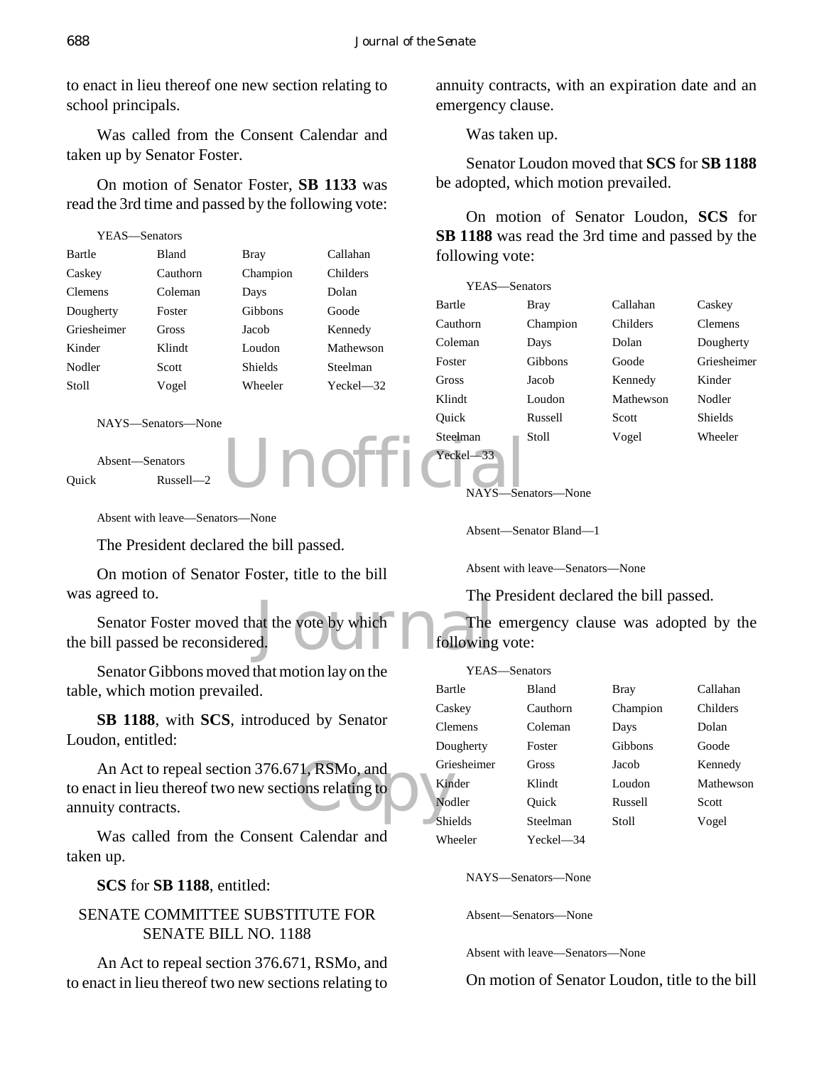to enact in lieu thereof one new section relating to school principals.

Was called from the Consent Calendar and taken up by Senator Foster.

On motion of Senator Foster, **SB 1133** was read the 3rd time and passed by the following vote:

YEAS—Senators

| | | | |
|---|---|---|---|
| Bartle | Bland | Bray | Callahan |
| Caskey | Cauthorn | Champion | Childers |
| Clemens | Coleman | Days | Dolan |
| Dougherty | Foster | Gibbons | Goode |
| Griesheimer | Gross | Jacob | Kennedy |
| Kinder | Klindt | Loudon | Mathewson |
| Nodler | Scott | Shields | Steelman |
| Stoll | Vogel | Wheeler | Yeckel—32 |

NAYS—Senators—None

Absent—Senators

| | |
|---|---|
| Quick | Russell—2 |

Absent with leave—Senators—None

The President declared the bill passed.

On motion of Senator Foster, title to the bill was agreed to.

Senator Foster moved that the vote by which the bill passed be reconsidered.

Senator Gibbons moved that motion lay on the table, which motion prevailed.

**SB 1188**, with **SCS**, introduced by Senator Loudon, entitled:

An Act to repeal section 376.671, RSMo, and to enact in lieu thereof two new sections relating to annuity contracts.

Was called from the Consent Calendar and taken up.

**SCS** for **SB 1188**, entitled:

SENATE COMMITTEE SUBSTITUTE FOR SENATE BILL NO. 1188

An Act to repeal section 376.671, RSMo, and to enact in lieu thereof two new sections relating to annuity contracts, with an expiration date and an emergency clause.

Was taken up.

Senator Loudon moved that **SCS** for **SB 1188** be adopted, which motion prevailed.

On motion of Senator Loudon, **SCS** for **SB 1188** was read the 3rd time and passed by the following vote:

YEAS—Senators

| | | | |
|---|---|---|---|
| Bartle | Bray | Callahan | Caskey |
| Cauthorn | Champion | Childers | Clemens |
| Coleman | Days | Dolan | Dougherty |
| Foster | Gibbons | Goode | Griesheimer |
| Gross | Jacob | Kennedy | Kinder |
| Klindt | Loudon | Mathewson | Nodler |
| Quick | Russell | Scott | Shields |
| Steelman | Stoll | Vogel | Wheeler |
| Yeckel—33 | | | |

NAYS—Senators—None

Absent—Senator Bland—1

Absent with leave—Senators—None

The President declared the bill passed.

The emergency clause was adopted by the following vote:

YEAS—Senators

| | | | |
|---|---|---|---|
| Bartle | Bland | Bray | Callahan |
| Caskey | Cauthorn | Champion | Childers |
| Clemens | Coleman | Days | Dolan |
| Dougherty | Foster | Gibbons | Goode |
| Griesheimer | Gross | Jacob | Kennedy |
| Kinder | Klindt | Loudon | Mathewson |
| Nodler | Quick | Russell | Scott |
| Shields | Steelman | Stoll | Vogel |
| Wheeler | Yeckel—34 | | |

NAYS—Senators—None

Absent—Senators—None

Absent with leave—Senators—None

On motion of Senator Loudon, title to the bill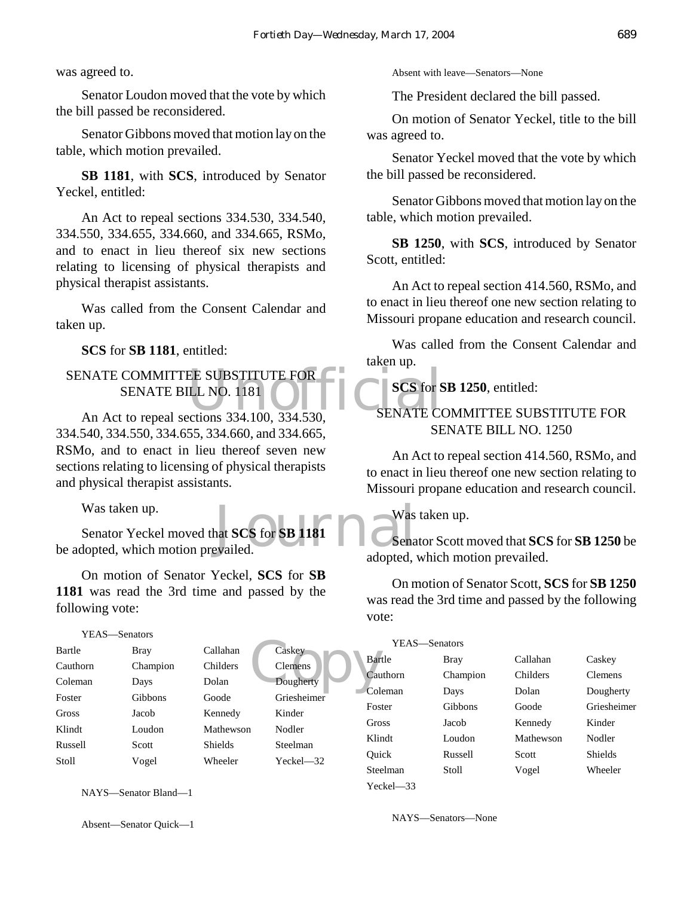was agreed to.

Senator Loudon moved that the vote by which the bill passed be reconsidered.

Senator Gibbons moved that motion lay on the table, which motion prevailed.

**SB 1181**, with **SCS**, introduced by Senator Yeckel, entitled:

An Act to repeal sections 334.530, 334.540, 334.550, 334.655, 334.660, and 334.665, RSMo, and to enact in lieu thereof six new sections relating to licensing of physical therapists and physical therapist assistants.

Was called from the Consent Calendar and taken up.

**SCS** for **SB 1181**, entitled:

SENATE COMMITTEE SUBSTITUTE FOR SENATE BILL NO. 1181

An Act to repeal sections 334.100, 334.530, 334.540, 334.550, 334.655, 334.660, and 334.665, RSMo, and to enact in lieu thereof seven new sections relating to licensing of physical therapists and physical therapist assistants.

Was taken up.

Senator Yeckel moved that **SCS** for **SB 1181** be adopted, which motion prevailed.

On motion of Senator Yeckel, **SCS** for **SB 1181** was read the 3rd time and passed by the following vote:

YEAS—Senators

| | | | |
|---|---|---|---|
| Bartle | Bray | Callahan | Caskey |
| Cauthorn | Champion | Childers | Clemens |
| Coleman | Days | Dolan | Dougherty |
| Foster | Gibbons | Goode | Griesheimer |
| Gross | Jacob | Kennedy | Kinder |
| Klindt | Loudon | Mathewson | Nodler |
| Russell | Scott | Shields | Steelman |
| Stoll | Vogel | Wheeler | Yeckel—32 |

NAYS—Senator Bland—1

Absent—Senator Quick—1

Absent with leave—Senators—None

The President declared the bill passed.

On motion of Senator Yeckel, title to the bill was agreed to.

Senator Yeckel moved that the vote by which the bill passed be reconsidered.

Senator Gibbons moved that motion lay on the table, which motion prevailed.

**SB 1250**, with **SCS**, introduced by Senator Scott, entitled:

An Act to repeal section 414.560, RSMo, and to enact in lieu thereof one new section relating to Missouri propane education and research council.

Was called from the Consent Calendar and taken up.

**SCS** for **SB 1250**, entitled:

SENATE COMMITTEE SUBSTITUTE FOR SENATE BILL NO. 1250

An Act to repeal section 414.560, RSMo, and to enact in lieu thereof one new section relating to Missouri propane education and research council.

Was taken up.

Senator Scott moved that **SCS** for **SB 1250** be adopted, which motion prevailed.

On motion of Senator Scott, **SCS** for **SB 1250** was read the 3rd time and passed by the following vote:

YEAS—Senators

| | | | |
|---|---|---|---|
| Bartle | Bray | Callahan | Caskey |
| Cauthorn | Champion | Childers | Clemens |
| Coleman | Days | Dolan | Dougherty |
| Foster | Gibbons | Goode | Griesheimer |
| Gross | Jacob | Kennedy | Kinder |
| Klindt | Loudon | Mathewson | Nodler |
| Quick | Russell | Scott | Shields |
| Steelman | Stoll | Vogel | Wheeler |
| Yeckel—33 | | | |

NAYS—Senators—None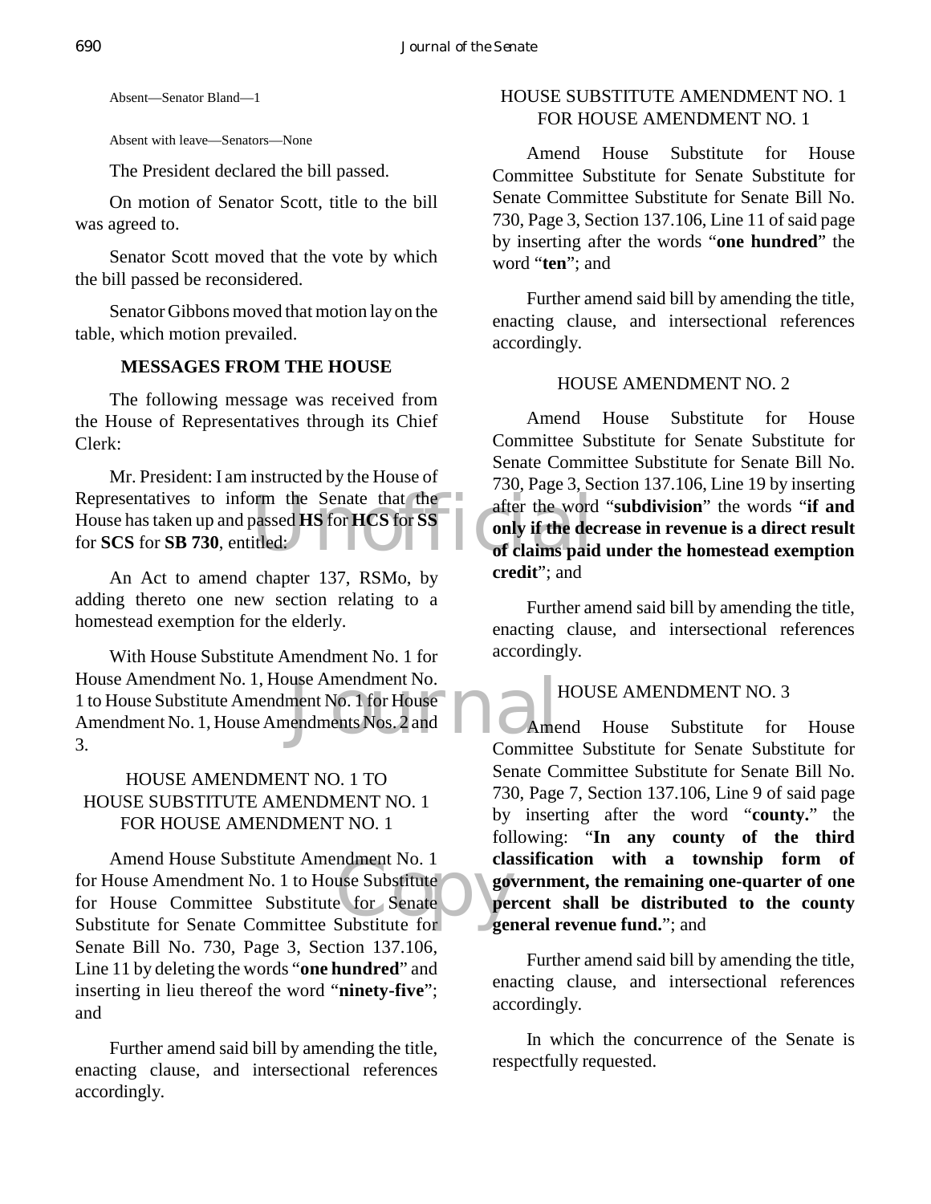Absent—Senator Bland—1

Absent with leave—Senators—None

The President declared the bill passed.

On motion of Senator Scott, title to the bill was agreed to.

Senator Scott moved that the vote by which the bill passed be reconsidered.

Senator Gibbons moved that motion lay on the table, which motion prevailed.

**MESSAGES FROM THE HOUSE**

The following message was received from the House of Representatives through its Chief Clerk:

Mr. President: I am instructed by the House of Representatives to inform the Senate that the House has taken up and passed **HS** for **HCS** for **SS** for **SCS** for **SB 730**, entitled:

An Act to amend chapter 137, RSMo, by adding thereto one new section relating to a homestead exemption for the elderly.

With House Substitute Amendment No. 1 for House Amendment No. 1, House Amendment No. 1 to House Substitute Amendment No. 1 for House Amendment No. 1, House Amendments Nos. 2 and 3.

HOUSE AMENDMENT NO. 1 TO HOUSE SUBSTITUTE AMENDMENT NO. 1 FOR HOUSE AMENDMENT NO. 1

Amend House Substitute Amendment No. 1 for House Amendment No. 1 to House Substitute for House Committee Substitute for Senate Substitute for Senate Committee Substitute for Senate Bill No. 730, Page 3, Section 137.106, Line 11 by deleting the words "**one hundred**" and inserting in lieu thereof the word "**ninety-five**"; and

Further amend said bill by amending the title, enacting clause, and intersectional references accordingly.

HOUSE SUBSTITUTE AMENDMENT NO. 1 FOR HOUSE AMENDMENT NO. 1

Amend House Substitute for House Committee Substitute for Senate Substitute for Senate Committee Substitute for Senate Bill No. 730, Page 3, Section 137.106, Line 11 of said page by inserting after the words "**one hundred**" the word "**ten**"; and

Further amend said bill by amending the title, enacting clause, and intersectional references accordingly.

HOUSE AMENDMENT NO. 2

Amend House Substitute for House Committee Substitute for Senate Substitute for Senate Committee Substitute for Senate Bill No. 730, Page 3, Section 137.106, Line 19 by inserting after the word "**subdivision**" the words "**if and only if the decrease in revenue is a direct result of claims paid under the homestead exemption credit**"; and

Further amend said bill by amending the title, enacting clause, and intersectional references accordingly.

HOUSE AMENDMENT NO. 3

Amend House Substitute for House Committee Substitute for Senate Substitute for Senate Committee Substitute for Senate Bill No. 730, Page 7, Section 137.106, Line 9 of said page by inserting after the word "**county.**" the following: "**In any county of the third classification with a township form of government, the remaining one-quarter of one percent shall be distributed to the county general revenue fund.**"; and

Further amend said bill by amending the title, enacting clause, and intersectional references accordingly.

In which the concurrence of the Senate is respectfully requested.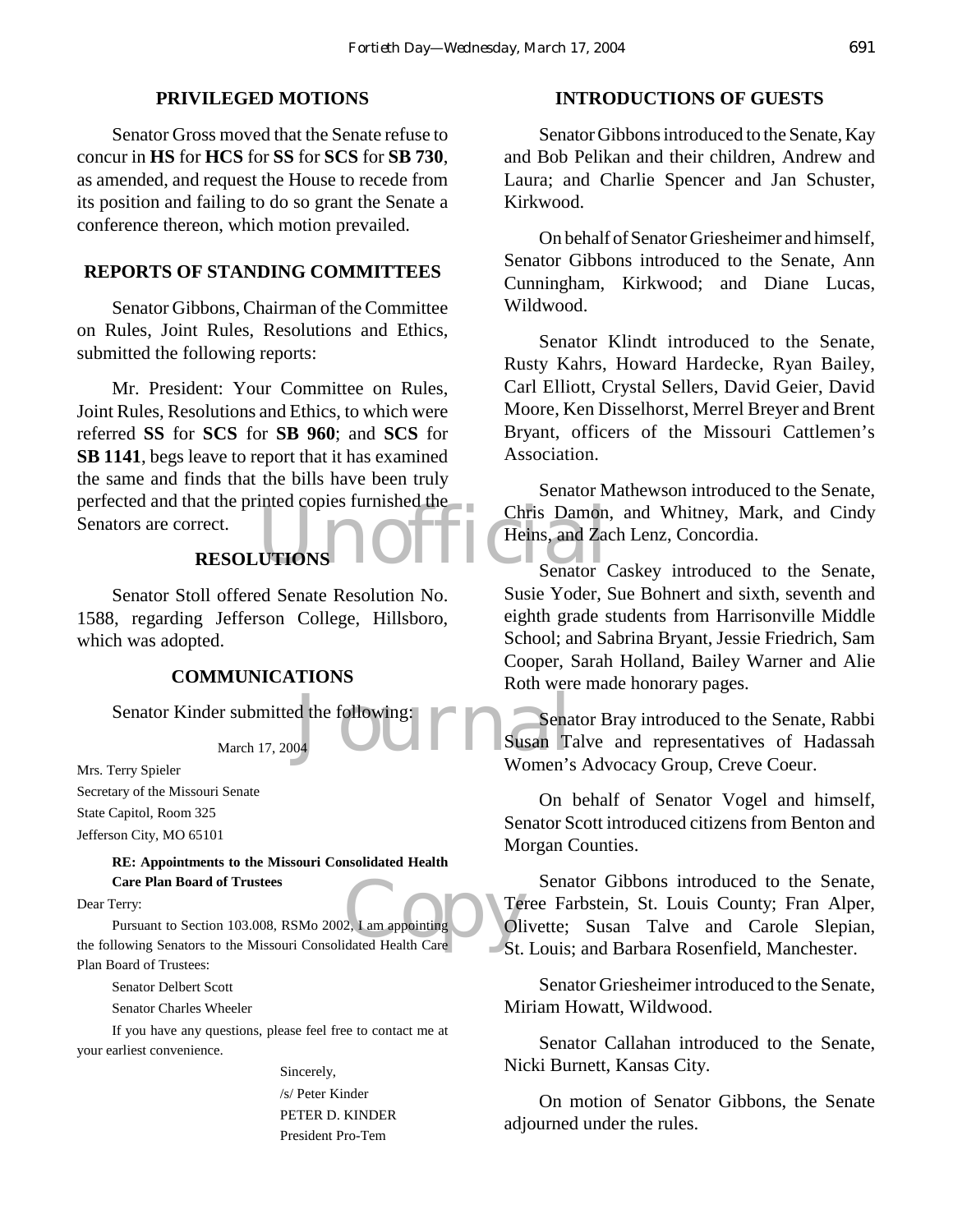## PRIVILEGED MOTIONS

Senator Gross moved that the Senate refuse to concur in **HS** for **HCS** for **SS** for **SCS** for **SB 730**, as amended, and request the House to recede from its position and failing to do so grant the Senate a conference thereon, which motion prevailed.

## REPORTS OF STANDING COMMITTEES

Senator Gibbons, Chairman of the Committee on Rules, Joint Rules, Resolutions and Ethics, submitted the following reports:

Mr. President: Your Committee on Rules, Joint Rules, Resolutions and Ethics, to which were referred **SS** for **SCS** for **SB 960**; and **SCS** for **SB 1141**, begs leave to report that it has examined the same and finds that the bills have been truly perfected and that the printed copies furnished the Senators are correct.

## RESOLUTIONS

Senator Stoll offered Senate Resolution No. 1588, regarding Jefferson College, Hillsboro, which was adopted.

## COMMUNICATIONS

Senator Kinder submitted the following:

March 17, 2004

Mrs. Terry Spieler
Secretary of the Missouri Senate
State Capitol, Room 325
Jefferson City, MO 65101

**RE: Appointments to the Missouri Consolidated Health Care Plan Board of Trustees**

Dear Terry:

Pursuant to Section 103.008, RSMo 2002, I am appointing the following Senators to the Missouri Consolidated Health Care Plan Board of Trustees:

Senator Delbert Scott
Senator Charles Wheeler

If you have any questions, please feel free to contact me at your earliest convenience.

Sincerely,
/s/ Peter Kinder
PETER D. KINDER
President Pro-Tem

## INTRODUCTIONS OF GUESTS

Senator Gibbons introduced to the Senate, Kay and Bob Pelikan and their children, Andrew and Laura; and Charlie Spencer and Jan Schuster, Kirkwood.

On behalf of Senator Griesheimer and himself, Senator Gibbons introduced to the Senate, Ann Cunningham, Kirkwood; and Diane Lucas, Wildwood.

Senator Klindt introduced to the Senate, Rusty Kahrs, Howard Hardecke, Ryan Bailey, Carl Elliott, Crystal Sellers, David Geier, David Moore, Ken Disselhorst, Merrel Breyer and Brent Bryant, officers of the Missouri Cattlemen's Association.

Senator Mathewson introduced to the Senate, Chris Damon, and Whitney, Mark, and Cindy Heins, and Zach Lenz, Concordia.

Senator Caskey introduced to the Senate, Susie Yoder, Sue Bohnert and sixth, seventh and eighth grade students from Harrisonville Middle School; and Sabrina Bryant, Jessie Friedrich, Sam Cooper, Sarah Holland, Bailey Warner and Alie Roth were made honorary pages.

Senator Bray introduced to the Senate, Rabbi Susan Talve and representatives of Hadassah Women's Advocacy Group, Creve Coeur.

On behalf of Senator Vogel and himself, Senator Scott introduced citizens from Benton and Morgan Counties.

Senator Gibbons introduced to the Senate, Teree Farbstein, St. Louis County; Fran Alper, Olivette; Susan Talve and Carole Slepian, St. Louis; and Barbara Rosenfield, Manchester.

Senator Griesheimer introduced to the Senate, Miriam Howatt, Wildwood.

Senator Callahan introduced to the Senate, Nicki Burnett, Kansas City.

On motion of Senator Gibbons, the Senate adjourned under the rules.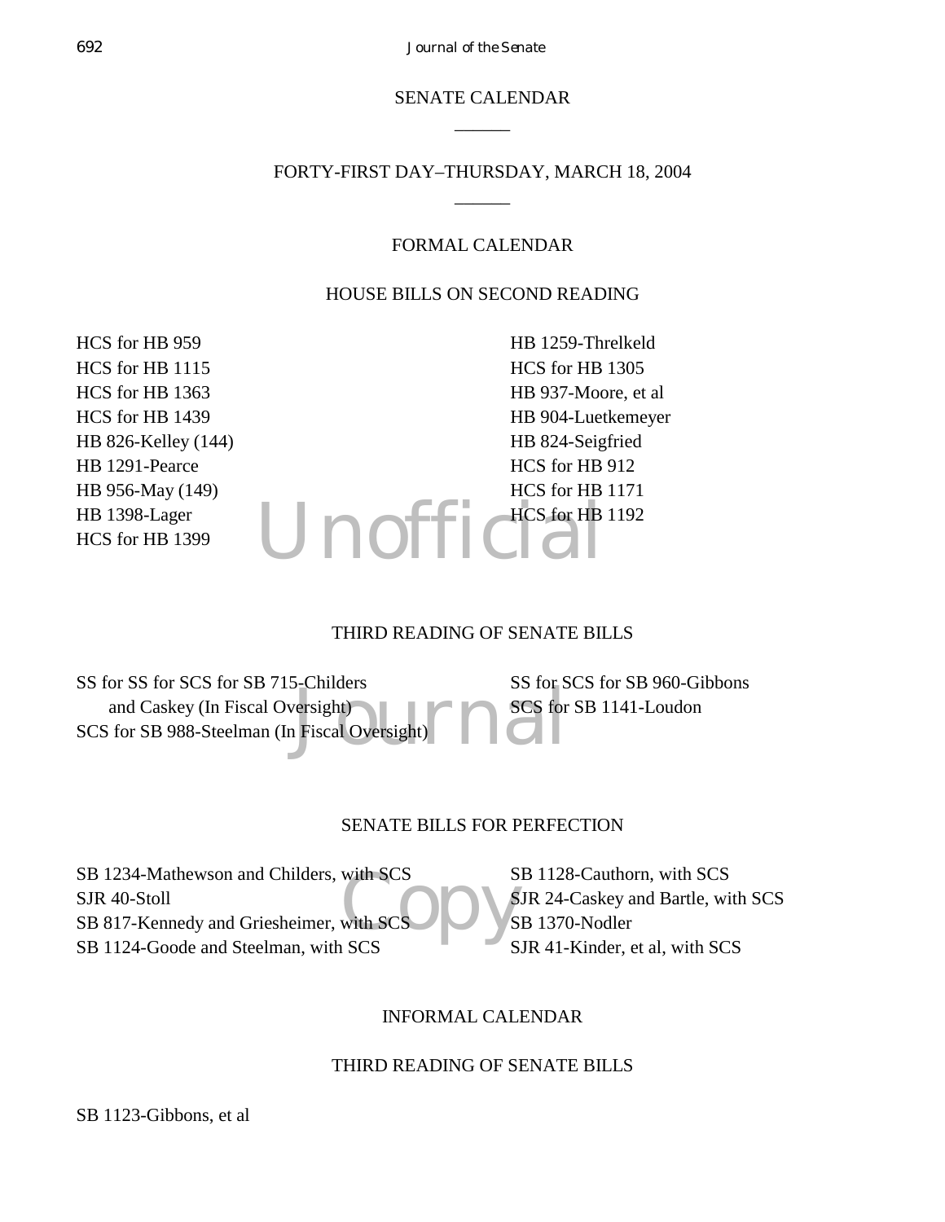# SENATE CALENDAR

______

## FORTY-FIRST DAY–THURSDAY, MARCH 18, 2004

______

## FORMAL CALENDAR

### HOUSE BILLS ON SECOND READING

HCS for HB 959
HCS for HB 1115
HCS for HB 1363
HCS for HB 1439
HB 826-Kelley (144)
HB 1291-Pearce
HB 956-May (149)
HB 1398-Lager
HCS for HB 1399
HB 1259-Threlkeld
HCS for HB 1305
HB 937-Moore, et al
HB 904-Luetkemeyer
HB 824-Seigfried
HCS for HB 912
HCS for HB 1171
HCS for HB 1192

### THIRD READING OF SENATE BILLS

SS for SS for SCS for SB 715-Childers and Caskey (In Fiscal Oversight)
SCS for SB 988-Steelman (In Fiscal Oversight)
SS for SCS for SB 960-Gibbons
SCS for SB 1141-Loudon

### SENATE BILLS FOR PERFECTION

SB 1234-Mathewson and Childers, with SCS
SJR 40-Stoll
SB 817-Kennedy and Griesheimer, with SCS
SB 1124-Goode and Steelman, with SCS
SB 1128-Cauthorn, with SCS
SJR 24-Caskey and Bartle, with SCS
SB 1370-Nodler
SJR 41-Kinder, et al, with SCS

## INFORMAL CALENDAR

### THIRD READING OF SENATE BILLS

SB 1123-Gibbons, et al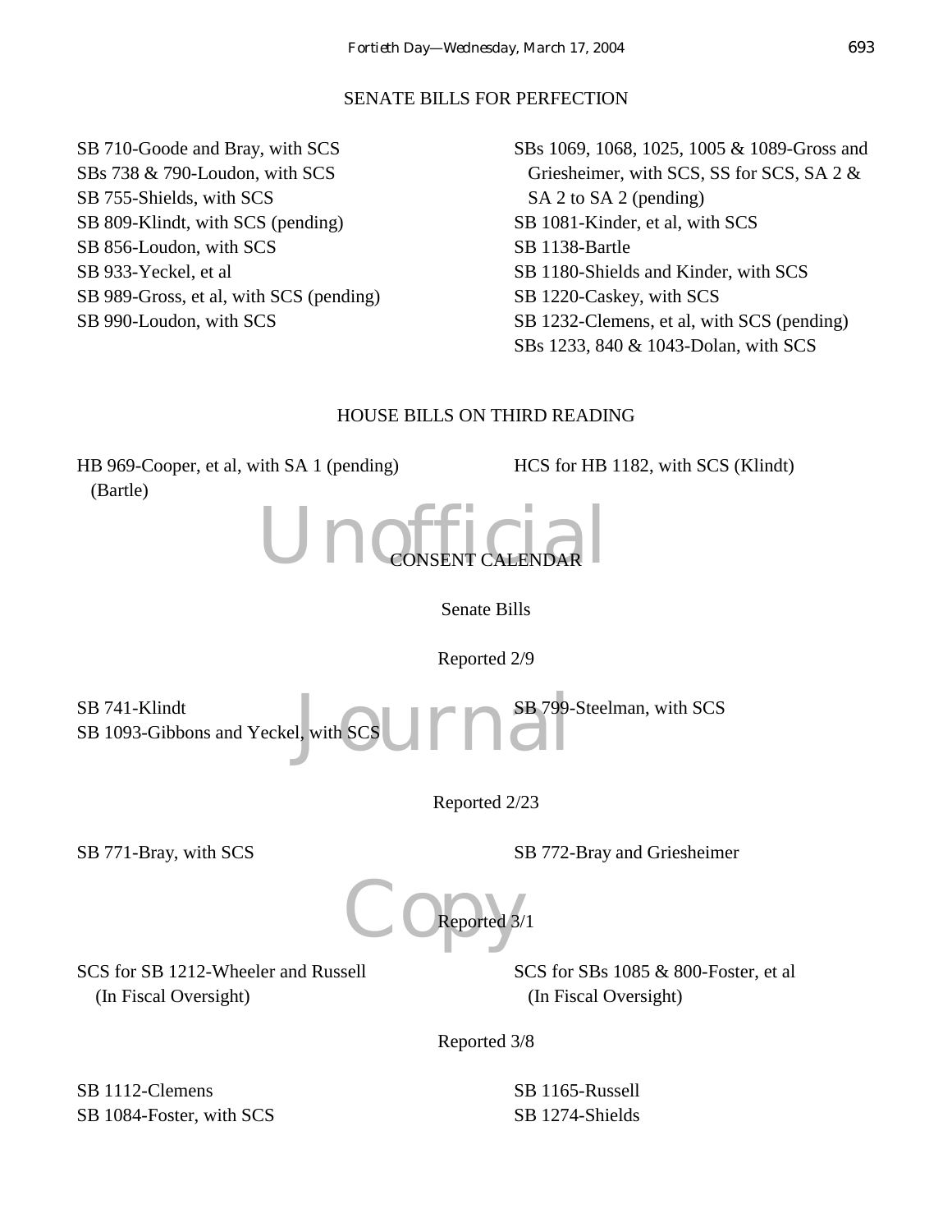## SENATE BILLS FOR PERFECTION

SB 710-Goode and Bray, with SCS
SBs 738 & 790-Loudon, with SCS
SB 755-Shields, with SCS
SB 809-Klindt, with SCS (pending)
SB 856-Loudon, with SCS
SB 933-Yeckel, et al
SB 989-Gross, et al, with SCS (pending)
SB 990-Loudon, with SCS
SBs 1069, 1068, 1025, 1005 & 1089-Gross and Griesheimer, with SCS, SS for SCS, SA 2 & SA 2 to SA 2 (pending)
SB 1081-Kinder, et al, with SCS
SB 1138-Bartle
SB 1180-Shields and Kinder, with SCS
SB 1220-Caskey, with SCS
SB 1232-Clemens, et al, with SCS (pending)
SBs 1233, 840 & 1043-Dolan, with SCS

## HOUSE BILLS ON THIRD READING

HB 969-Cooper, et al, with SA 1 (pending) (Bartle)
HCS for HB 1182, with SCS (Klindt)

## CONSENT CALENDAR

### Senate Bills

Reported 2/9

SB 741-Klindt
SB 1093-Gibbons and Yeckel, with SCS
SB 799-Steelman, with SCS

Reported 2/23

SB 771-Bray, with SCS
SB 772-Bray and Griesheimer

Reported 3/1

SCS for SB 1212-Wheeler and Russell (In Fiscal Oversight)
SCS for SBs 1085 & 800-Foster, et al (In Fiscal Oversight)

Reported 3/8

SB 1112-Clemens
SB 1084-Foster, with SCS
SB 1165-Russell
SB 1274-Shields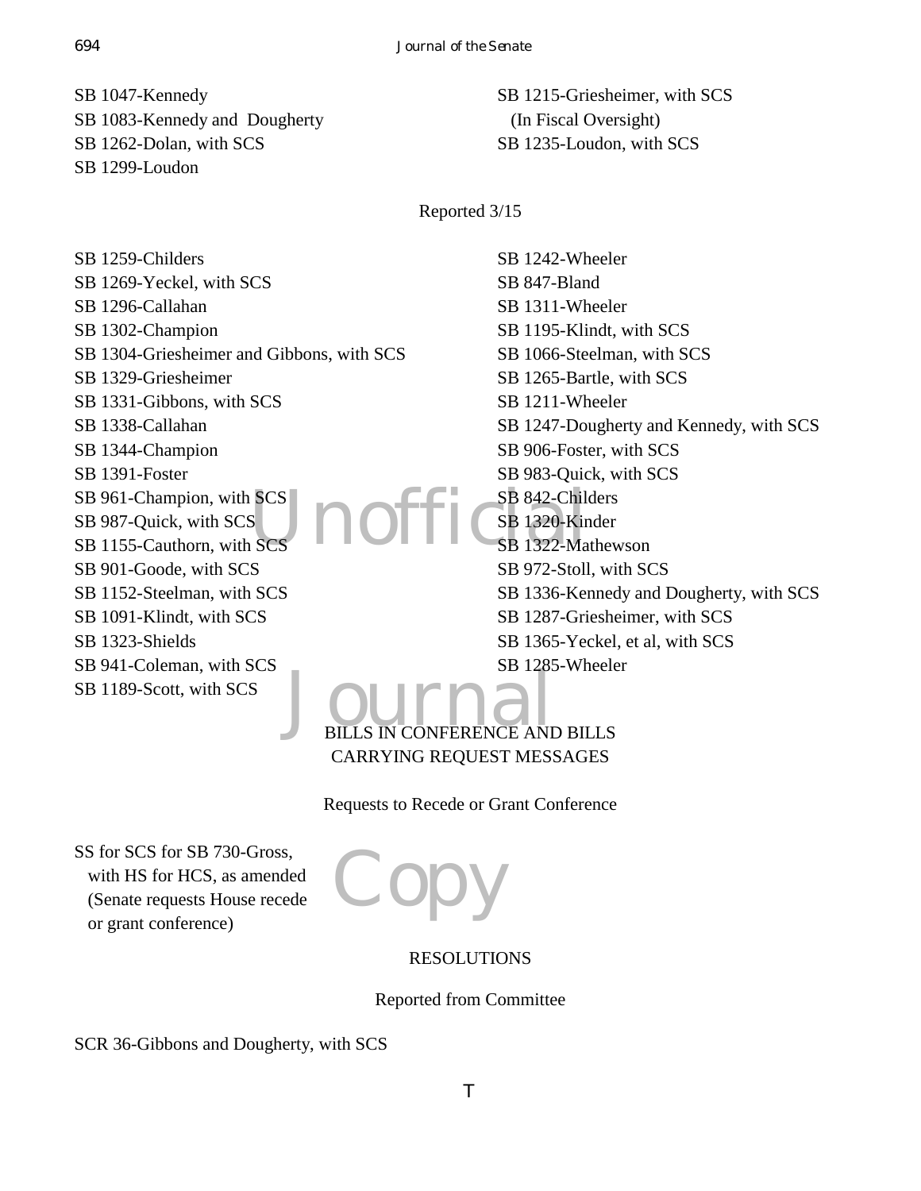SB 1047-Kennedy
SB 1083-Kennedy and Dougherty
SB 1262-Dolan, with SCS
SB 1299-Loudon
SB 1215-Griesheimer, with SCS
(In Fiscal Oversight)
SB 1235-Loudon, with SCS

Reported 3/15

SB 1259-Childers
SB 1269-Yeckel, with SCS
SB 1296-Callahan
SB 1302-Champion
SB 1304-Griesheimer and Gibbons, with SCS
SB 1329-Griesheimer
SB 1331-Gibbons, with SCS
SB 1338-Callahan
SB 1344-Champion
SB 1391-Foster
SB 961-Champion, with SCS
SB 987-Quick, with SCS
SB 1155-Cauthorn, with SCS
SB 901-Goode, with SCS
SB 1152-Steelman, with SCS
SB 1091-Klindt, with SCS
SB 1323-Shields
SB 941-Coleman, with SCS
SB 1189-Scott, with SCS
SB 1242-Wheeler
SB 847-Bland
SB 1311-Wheeler
SB 1195-Klindt, with SCS
SB 1066-Steelman, with SCS
SB 1265-Bartle, with SCS
SB 1211-Wheeler
SB 1247-Dougherty and Kennedy, with SCS
SB 906-Foster, with SCS
SB 983-Quick, with SCS
SB 842-Childers
SB 1320-Kinder
SB 1322-Mathewson
SB 972-Stoll, with SCS
SB 1336-Kennedy and Dougherty, with SCS
SB 1287-Griesheimer, with SCS
SB 1365-Yeckel, et al, with SCS
SB 1285-Wheeler

## BILLS IN CONFERENCE AND BILLS CARRYING REQUEST MESSAGES

Requests to Recede or Grant Conference

SS for SCS for SB 730-Gross,
with HS for HCS, as amended
(Senate requests House recede
or grant conference)

## RESOLUTIONS

Reported from Committee

SCR 36-Gibbons and Dougherty, with SCS

T